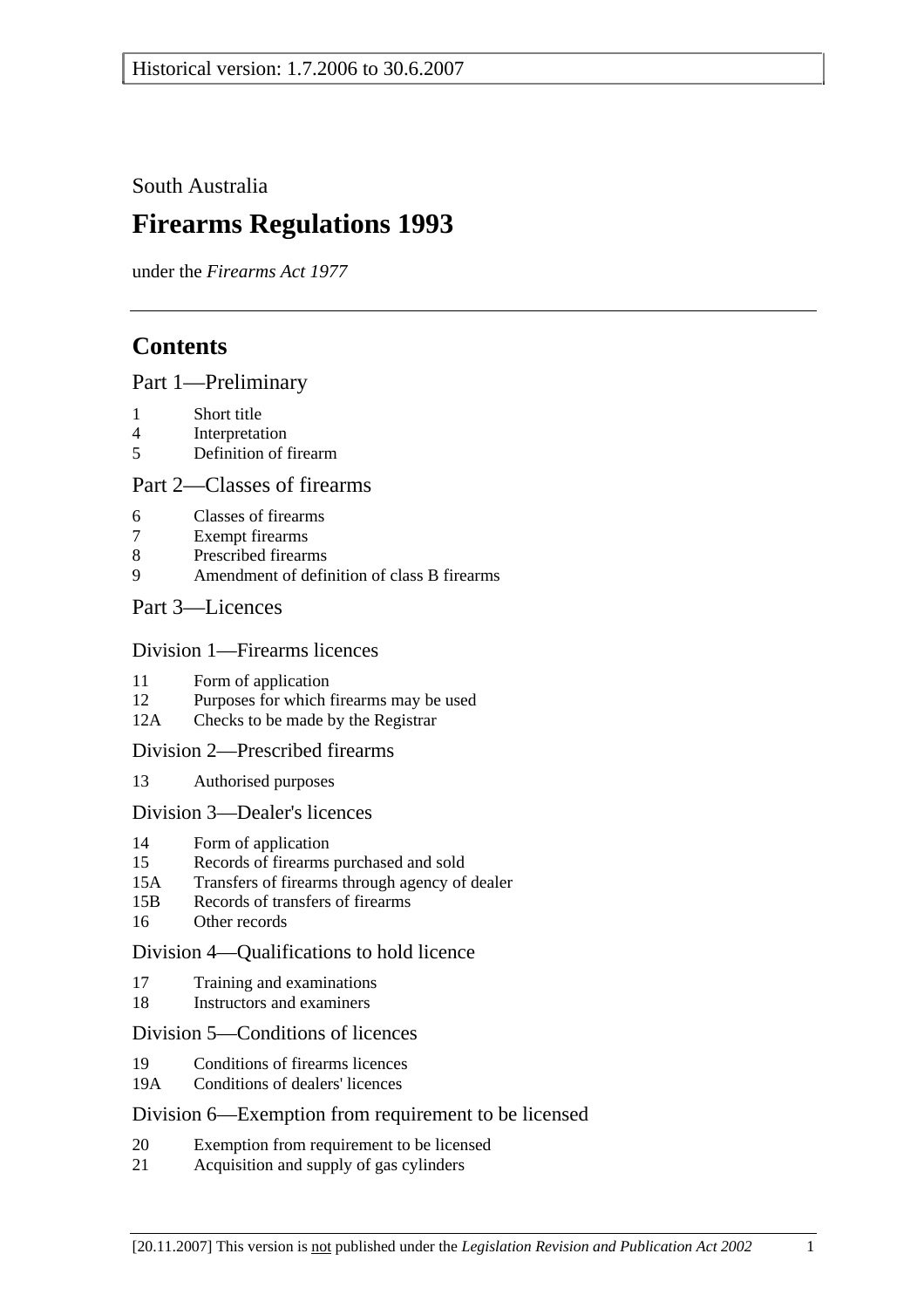Historical version: 1.7.2006 to 30.6.2007

South Australia

# Firearms Regulations 1993

under the *Firearms Act 1977*

## Contents

### Part 1—Preliminary

1 Short title
4 Interpretation
5 Definition of firearm

### Part 2—Classes of firearms

6 Classes of firearms
7 Exempt firearms
8 Prescribed firearms
9 Amendment of definition of class B firearms

### Part 3—Licences

#### Division 1—Firearms licences

11 Form of application
12 Purposes for which firearms may be used
12A Checks to be made by the Registrar

#### Division 2—Prescribed firearms

13 Authorised purposes

#### Division 3—Dealer's licences

14 Form of application
15 Records of firearms purchased and sold
15A Transfers of firearms through agency of dealer
15B Records of transfers of firearms
16 Other records

#### Division 4—Qualifications to hold licence

17 Training and examinations
18 Instructors and examiners

#### Division 5—Conditions of licences

19 Conditions of firearms licences
19A Conditions of dealers' licences

#### Division 6—Exemption from requirement to be licensed

20 Exemption from requirement to be licensed
21 Acquisition and supply of gas cylinders

[20.11.2007] This version is not published under the *Legislation Revision and Publication Act 2002*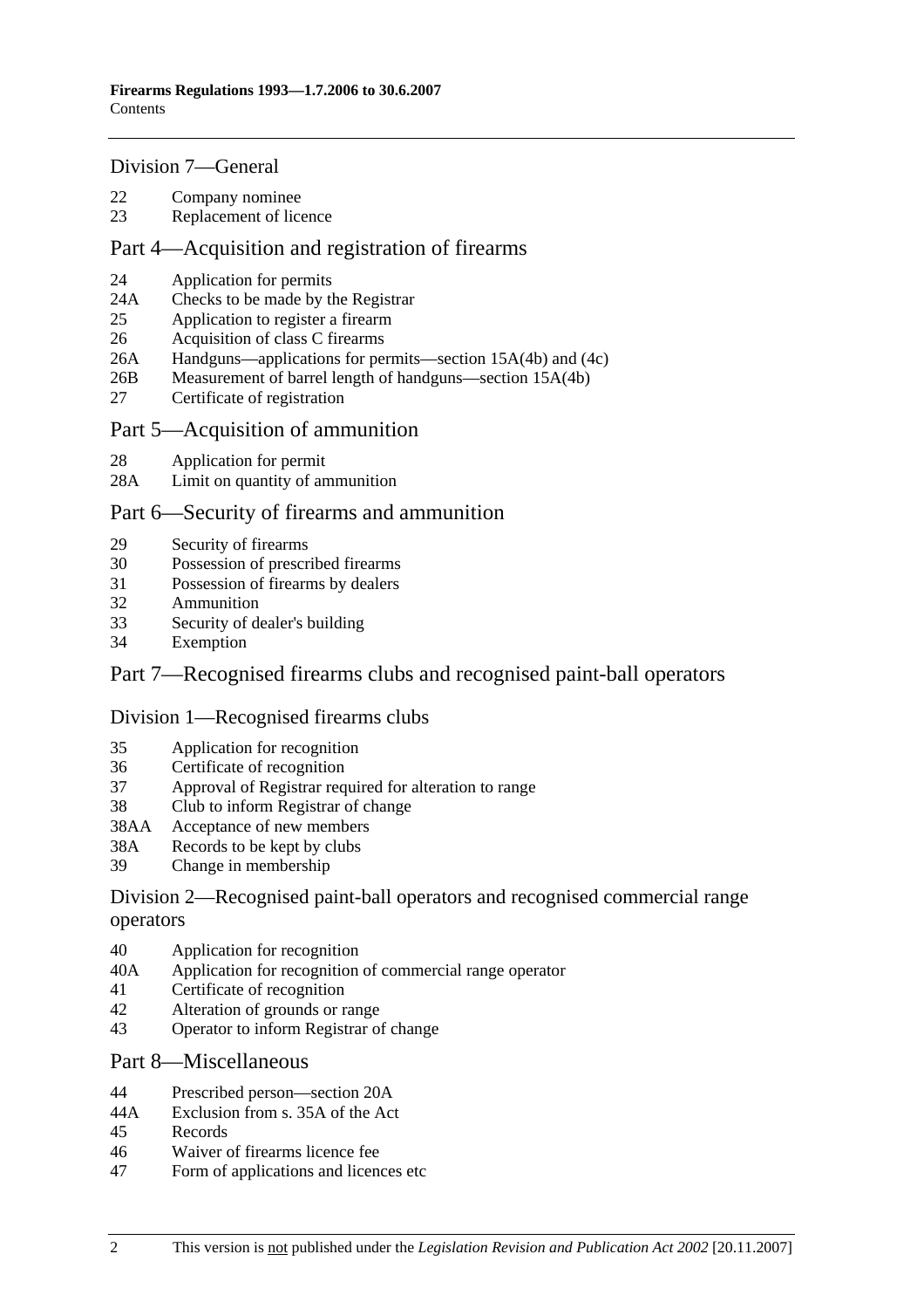## Division 7—General

22 Company nominee
23 Replacement of licence

## Part 4—Acquisition and registration of firearms

24 Application for permits
24A Checks to be made by the Registrar
25 Application to register a firearm
26 Acquisition of class C firearms
26A Handguns—applications for permits—section 15A(4b) and (4c)
26B Measurement of barrel length of handguns—section 15A(4b)
27 Certificate of registration

## Part 5—Acquisition of ammunition

28 Application for permit
28A Limit on quantity of ammunition

## Part 6—Security of firearms and ammunition

29 Security of firearms
30 Possession of prescribed firearms
31 Possession of firearms by dealers
32 Ammunition
33 Security of dealer's building
34 Exemption

## Part 7—Recognised firearms clubs and recognised paint-ball operators

### Division 1—Recognised firearms clubs

35 Application for recognition
36 Certificate of recognition
37 Approval of Registrar required for alteration to range
38 Club to inform Registrar of change
38AA Acceptance of new members
38A Records to be kept by clubs
39 Change in membership

### Division 2—Recognised paint-ball operators and recognised commercial range operators

40 Application for recognition
40A Application for recognition of commercial range operator
41 Certificate of recognition
42 Alteration of grounds or range
43 Operator to inform Registrar of change

## Part 8—Miscellaneous

44 Prescribed person—section 20A
44A Exclusion from s. 35A of the Act
45 Records
46 Waiver of firearms licence fee
47 Form of applications and licences etc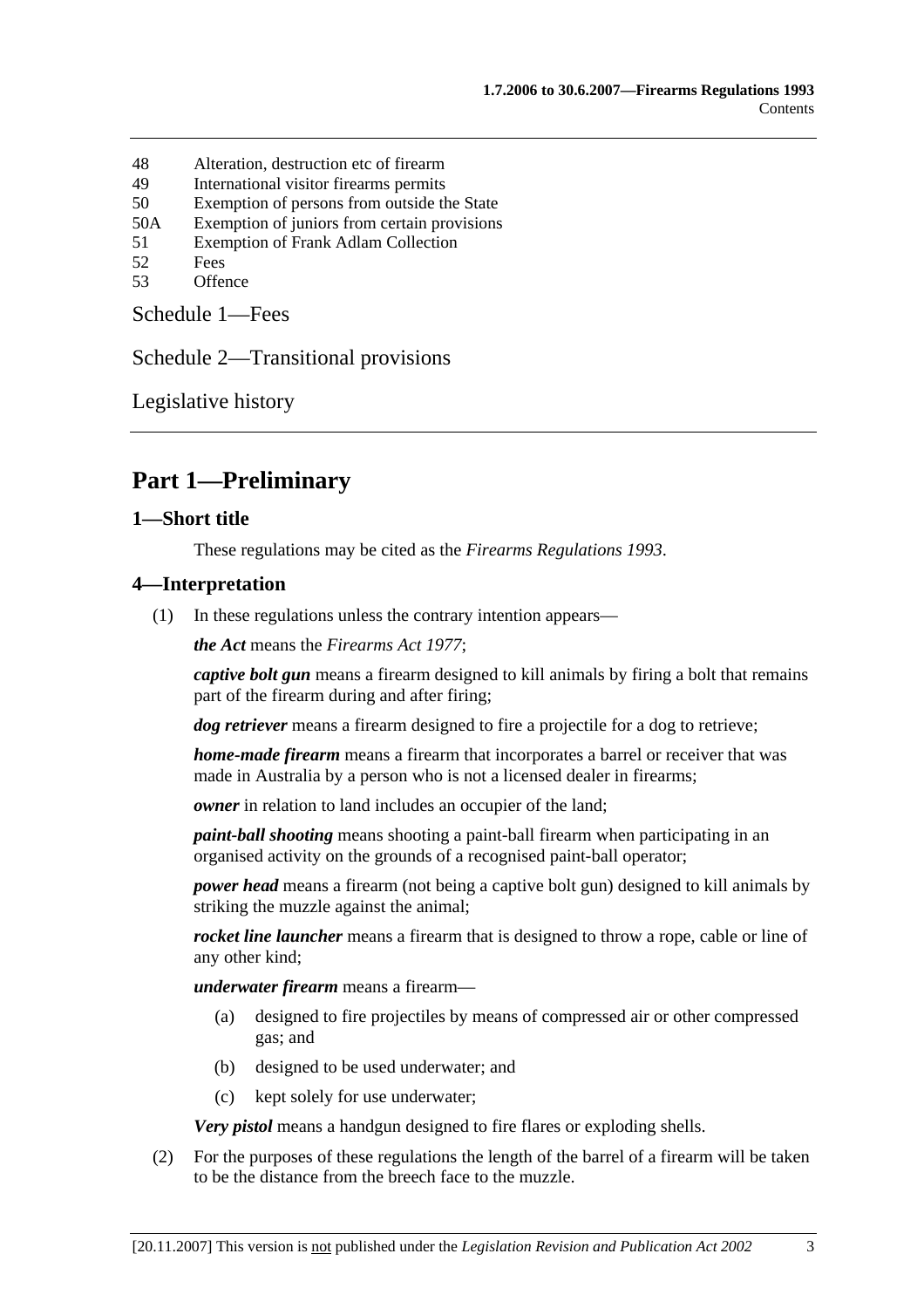48 Alteration, destruction etc of firearm
49 International visitor firearms permits
50 Exemption of persons from outside the State
50A Exemption of juniors from certain provisions
51 Exemption of Frank Adlam Collection
52 Fees
53 Offence

Schedule 1—Fees

Schedule 2—Transitional provisions

Legislative history

# Part 1—Preliminary

## 1—Short title

These regulations may be cited as the *Firearms Regulations 1993*.

## 4—Interpretation

(1) In these regulations unless the contrary intention appears—

***the Act*** means the *Firearms Act 1977*;

***captive bolt gun*** means a firearm designed to kill animals by firing a bolt that remains part of the firearm during and after firing;

***dog retriever*** means a firearm designed to fire a projectile for a dog to retrieve;

***home-made firearm*** means a firearm that incorporates a barrel or receiver that was made in Australia by a person who is not a licensed dealer in firearms;

***owner*** in relation to land includes an occupier of the land;

***paint-ball shooting*** means shooting a paint-ball firearm when participating in an organised activity on the grounds of a recognised paint-ball operator;

***power head*** means a firearm (not being a captive bolt gun) designed to kill animals by striking the muzzle against the animal;

***rocket line launcher*** means a firearm that is designed to throw a rope, cable or line of any other kind;

***underwater firearm*** means a firearm—

(a) designed to fire projectiles by means of compressed air or other compressed gas; and

(b) designed to be used underwater; and

(c) kept solely for use underwater;

***Very pistol*** means a handgun designed to fire flares or exploding shells.

(2) For the purposes of these regulations the length of the barrel of a firearm will be taken to be the distance from the breech face to the muzzle.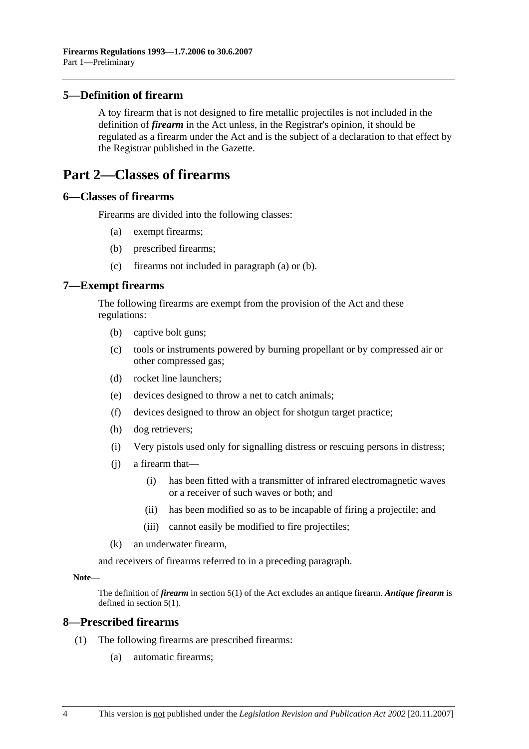## 5—Definition of firearm

A toy firearm that is not designed to fire metallic projectiles is not included in the definition of ***firearm*** in the Act unless, in the Registrar's opinion, it should be regulated as a firearm under the Act and is the subject of a declaration to that effect by the Registrar published in the Gazette.

# Part 2—Classes of firearms

## 6—Classes of firearms

Firearms are divided into the following classes:

(a) exempt firearms;

(b) prescribed firearms;

(c) firearms not included in paragraph (a) or (b).

## 7—Exempt firearms

The following firearms are exempt from the provision of the Act and these regulations:

(b) captive bolt guns;

(c) tools or instruments powered by burning propellant or by compressed air or other compressed gas;

(d) rocket line launchers;

(e) devices designed to throw a net to catch animals;

(f) devices designed to throw an object for shotgun target practice;

(h) dog retrievers;

(i) Very pistols used only for signalling distress or rescuing persons in distress;

(j) a firearm that—

(i) has been fitted with a transmitter of infrared electromagnetic waves or a receiver of such waves or both; and

(ii) has been modified so as to be incapable of firing a projectile; and

(iii) cannot easily be modified to fire projectiles;

(k) an underwater firearm,

and receivers of firearms referred to in a preceding paragraph.

**Note—**

The definition of ***firearm*** in section 5(1) of the Act excludes an antique firearm. ***Antique firearm*** is defined in section 5(1).

## 8—Prescribed firearms

(1) The following firearms are prescribed firearms:

(a) automatic firearms;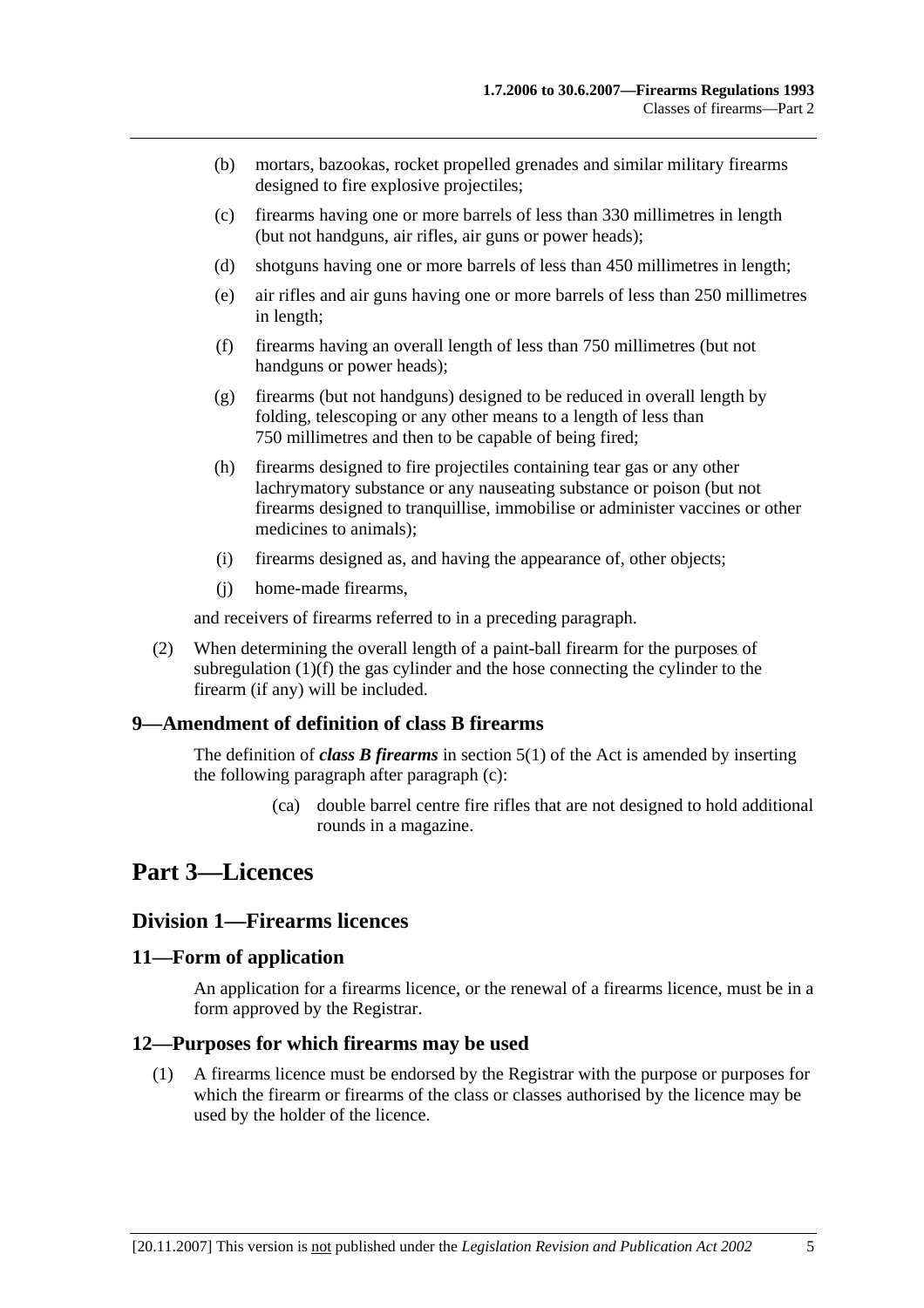(b) mortars, bazookas, rocket propelled grenades and similar military firearms designed to fire explosive projectiles;

(c) firearms having one or more barrels of less than 330 millimetres in length (but not handguns, air rifles, air guns or power heads);

(d) shotguns having one or more barrels of less than 450 millimetres in length;

(e) air rifles and air guns having one or more barrels of less than 250 millimetres in length;

(f) firearms having an overall length of less than 750 millimetres (but not handguns or power heads);

(g) firearms (but not handguns) designed to be reduced in overall length by folding, telescoping or any other means to a length of less than 750 millimetres and then to be capable of being fired;

(h) firearms designed to fire projectiles containing tear gas or any other lachrymatory substance or any nauseating substance or poison (but not firearms designed to tranquillise, immobilise or administer vaccines or other medicines to animals);

(i) firearms designed as, and having the appearance of, other objects;

(j) home-made firearms,

and receivers of firearms referred to in a preceding paragraph.

(2) When determining the overall length of a paint-ball firearm for the purposes of subregulation (1)(f) the gas cylinder and the hose connecting the cylinder to the firearm (if any) will be included.

### 9—Amendment of definition of class B firearms

The definition of ***class B firearms*** in section 5(1) of the Act is amended by inserting the following paragraph after paragraph (c):

(ca) double barrel centre fire rifles that are not designed to hold additional rounds in a magazine.

# Part 3—Licences

## Division 1—Firearms licences

### 11—Form of application

An application for a firearms licence, or the renewal of a firearms licence, must be in a form approved by the Registrar.

### 12—Purposes for which firearms may be used

(1) A firearms licence must be endorsed by the Registrar with the purpose or purposes for which the firearm or firearms of the class or classes authorised by the licence may be used by the holder of the licence.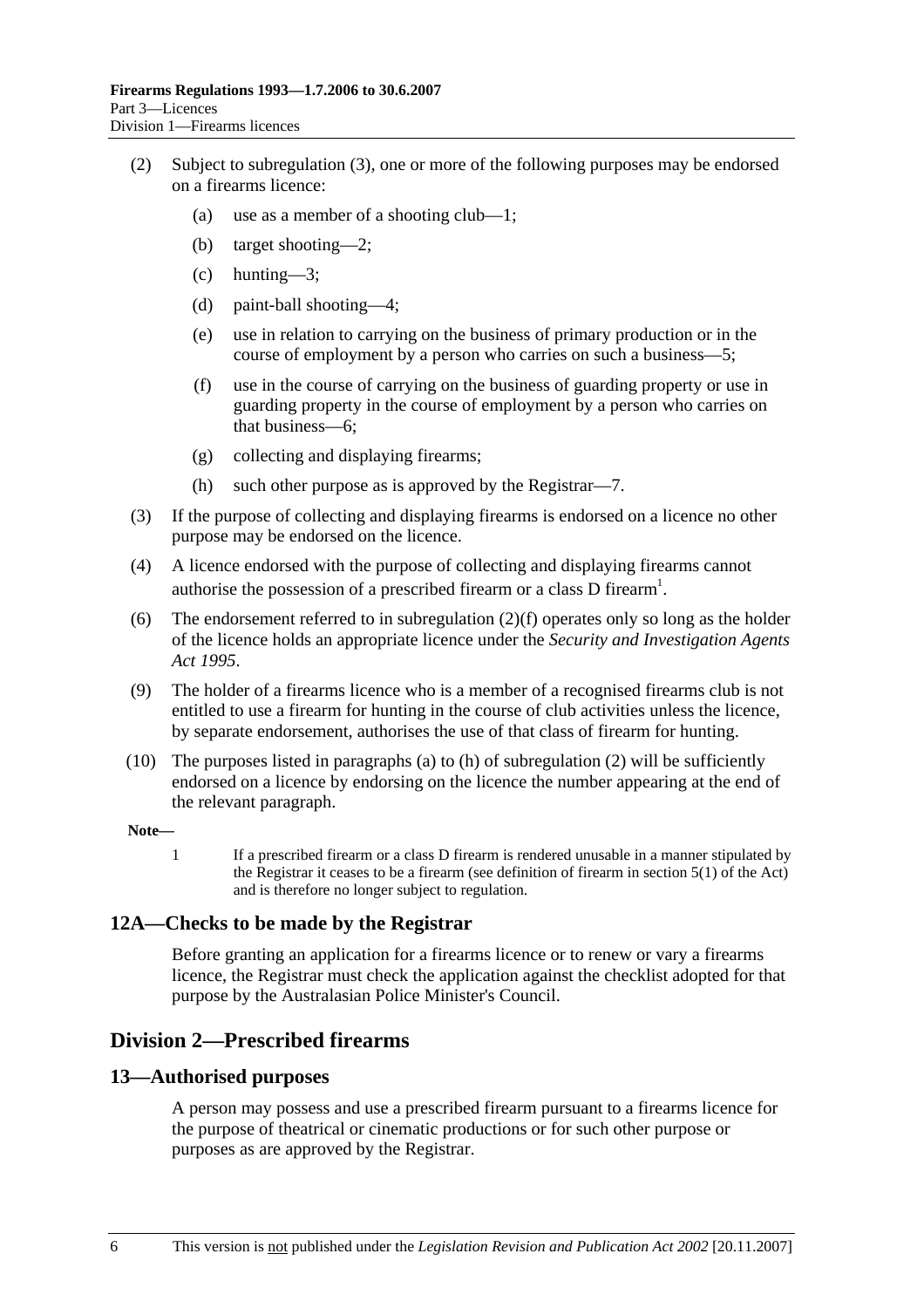(2) Subject to subregulation (3), one or more of the following purposes may be endorsed on a firearms licence:

(a) use as a member of a shooting club—1;

(b) target shooting—2;

(c) hunting—3;

(d) paint-ball shooting—4;

(e) use in relation to carrying on the business of primary production or in the course of employment by a person who carries on such a business—5;

(f) use in the course of carrying on the business of guarding property or use in guarding property in the course of employment by a person who carries on that business—6;

(g) collecting and displaying firearms;

(h) such other purpose as is approved by the Registrar—7.

(3) If the purpose of collecting and displaying firearms is endorsed on a licence no other purpose may be endorsed on the licence.

(4) A licence endorsed with the purpose of collecting and displaying firearms cannot authorise the possession of a prescribed firearm or a class D firearm[1].

(6) The endorsement referred to in subregulation (2)(f) operates only so long as the holder of the licence holds an appropriate licence under the *Security and Investigation Agents Act 1995*.

(9) The holder of a firearms licence who is a member of a recognised firearms club is not entitled to use a firearm for hunting in the course of club activities unless the licence, by separate endorsement, authorises the use of that class of firearm for hunting.

(10) The purposes listed in paragraphs (a) to (h) of subregulation (2) will be sufficiently endorsed on a licence by endorsing on the licence the number appearing at the end of the relevant paragraph.

**Note—**

1 If a prescribed firearm or a class D firearm is rendered unusable in a manner stipulated by the Registrar it ceases to be a firearm (see definition of firearm in section 5(1) of the Act) and is therefore no longer subject to regulation.

### 12A—Checks to be made by the Registrar

Before granting an application for a firearms licence or to renew or vary a firearms licence, the Registrar must check the application against the checklist adopted for that purpose by the Australasian Police Minister's Council.

## Division 2—Prescribed firearms

### 13—Authorised purposes

A person may possess and use a prescribed firearm pursuant to a firearms licence for the purpose of theatrical or cinematic productions or for such other purpose or purposes as are approved by the Registrar.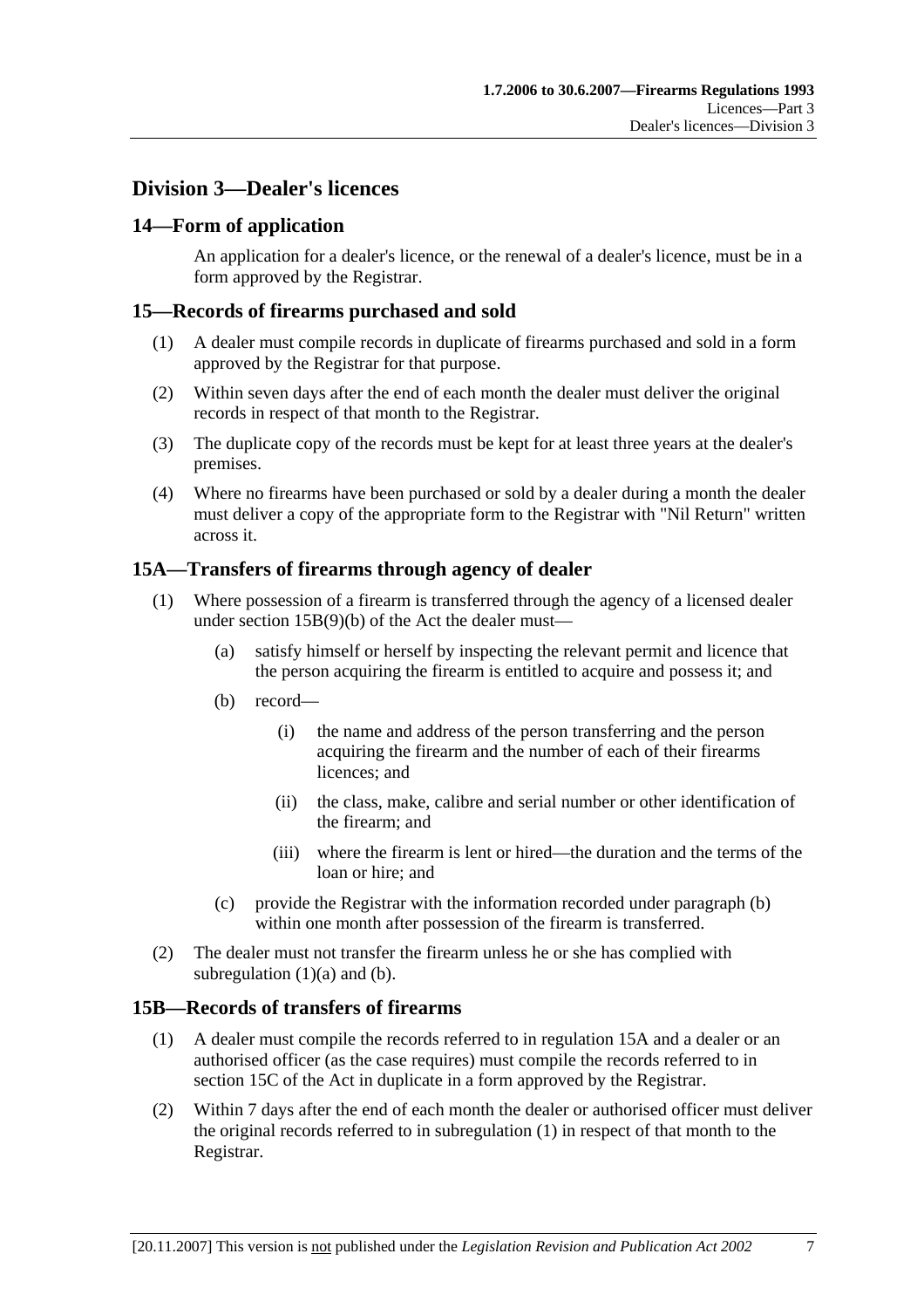## Division 3—Dealer's licences

### 14—Form of application

An application for a dealer's licence, or the renewal of a dealer's licence, must be in a form approved by the Registrar.

### 15—Records of firearms purchased and sold

(1) A dealer must compile records in duplicate of firearms purchased and sold in a form approved by the Registrar for that purpose.

(2) Within seven days after the end of each month the dealer must deliver the original records in respect of that month to the Registrar.

(3) The duplicate copy of the records must be kept for at least three years at the dealer's premises.

(4) Where no firearms have been purchased or sold by a dealer during a month the dealer must deliver a copy of the appropriate form to the Registrar with "Nil Return" written across it.

### 15A—Transfers of firearms through agency of dealer

(1) Where possession of a firearm is transferred through the agency of a licensed dealer under section 15B(9)(b) of the Act the dealer must—

(a) satisfy himself or herself by inspecting the relevant permit and licence that the person acquiring the firearm is entitled to acquire and possess it; and

(b) record—

(i) the name and address of the person transferring and the person acquiring the firearm and the number of each of their firearms licences; and

(ii) the class, make, calibre and serial number or other identification of the firearm; and

(iii) where the firearm is lent or hired—the duration and the terms of the loan or hire; and

(c) provide the Registrar with the information recorded under paragraph (b) within one month after possession of the firearm is transferred.

(2) The dealer must not transfer the firearm unless he or she has complied with subregulation (1)(a) and (b).

### 15B—Records of transfers of firearms

(1) A dealer must compile the records referred to in regulation 15A and a dealer or an authorised officer (as the case requires) must compile the records referred to in section 15C of the Act in duplicate in a form approved by the Registrar.

(2) Within 7 days after the end of each month the dealer or authorised officer must deliver the original records referred to in subregulation (1) in respect of that month to the Registrar.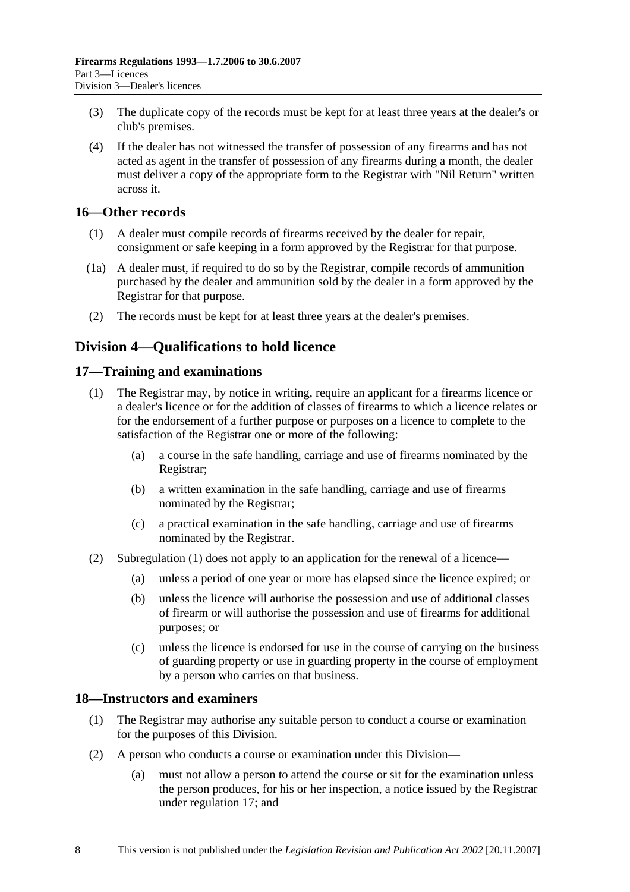(3) The duplicate copy of the records must be kept for at least three years at the dealer's or club's premises.

(4) If the dealer has not witnessed the transfer of possession of any firearms and has not acted as agent in the transfer of possession of any firearms during a month, the dealer must deliver a copy of the appropriate form to the Registrar with "Nil Return" written across it.

### 16—Other records

(1) A dealer must compile records of firearms received by the dealer for repair, consignment or safe keeping in a form approved by the Registrar for that purpose.

(1a) A dealer must, if required to do so by the Registrar, compile records of ammunition purchased by the dealer and ammunition sold by the dealer in a form approved by the Registrar for that purpose.

(2) The records must be kept for at least three years at the dealer's premises.

## Division 4—Qualifications to hold licence

### 17—Training and examinations

(1) The Registrar may, by notice in writing, require an applicant for a firearms licence or a dealer's licence or for the addition of classes of firearms to which a licence relates or for the endorsement of a further purpose or purposes on a licence to complete to the satisfaction of the Registrar one or more of the following:

- (a) a course in the safe handling, carriage and use of firearms nominated by the Registrar;
- (b) a written examination in the safe handling, carriage and use of firearms nominated by the Registrar;
- (c) a practical examination in the safe handling, carriage and use of firearms nominated by the Registrar.

(2) Subregulation (1) does not apply to an application for the renewal of a licence—

- (a) unless a period of one year or more has elapsed since the licence expired; or
- (b) unless the licence will authorise the possession and use of additional classes of firearm or will authorise the possession and use of firearms for additional purposes; or
- (c) unless the licence is endorsed for use in the course of carrying on the business of guarding property or use in guarding property in the course of employment by a person who carries on that business.

### 18—Instructors and examiners

(1) The Registrar may authorise any suitable person to conduct a course or examination for the purposes of this Division.

(2) A person who conducts a course or examination under this Division—

- (a) must not allow a person to attend the course or sit for the examination unless the person produces, for his or her inspection, a notice issued by the Registrar under regulation 17; and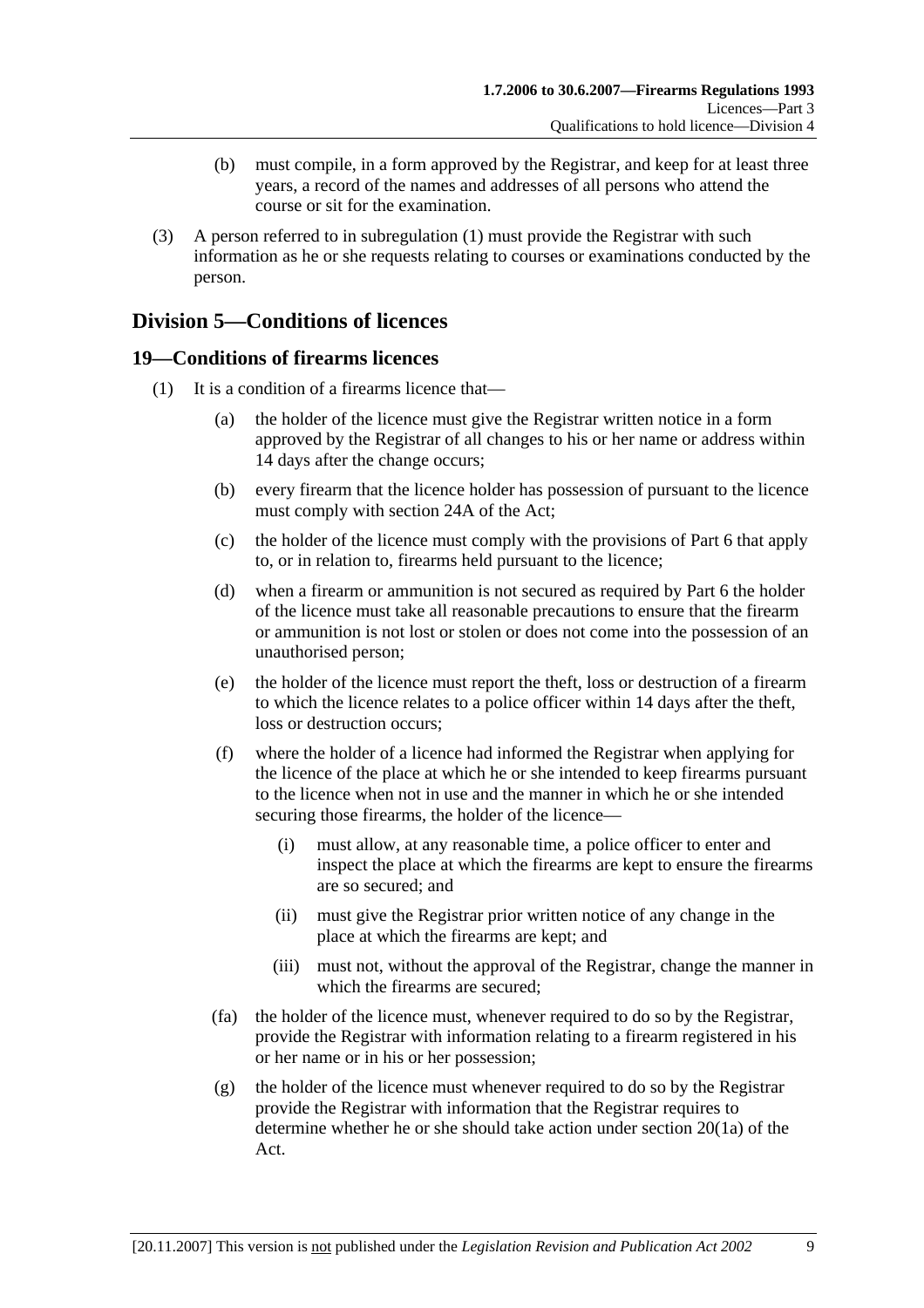(b) must compile, in a form approved by the Registrar, and keep for at least three years, a record of the names and addresses of all persons who attend the course or sit for the examination.

(3) A person referred to in subregulation (1) must provide the Registrar with such information as he or she requests relating to courses or examinations conducted by the person.

## Division 5—Conditions of licences

### 19—Conditions of firearms licences

(1) It is a condition of a firearms licence that—

(a) the holder of the licence must give the Registrar written notice in a form approved by the Registrar of all changes to his or her name or address within 14 days after the change occurs;

(b) every firearm that the licence holder has possession of pursuant to the licence must comply with section 24A of the Act;

(c) the holder of the licence must comply with the provisions of Part 6 that apply to, or in relation to, firearms held pursuant to the licence;

(d) when a firearm or ammunition is not secured as required by Part 6 the holder of the licence must take all reasonable precautions to ensure that the firearm or ammunition is not lost or stolen or does not come into the possession of an unauthorised person;

(e) the holder of the licence must report the theft, loss or destruction of a firearm to which the licence relates to a police officer within 14 days after the theft, loss or destruction occurs;

(f) where the holder of a licence had informed the Registrar when applying for the licence of the place at which he or she intended to keep firearms pursuant to the licence when not in use and the manner in which he or she intended securing those firearms, the holder of the licence—

(i) must allow, at any reasonable time, a police officer to enter and inspect the place at which the firearms are kept to ensure the firearms are so secured; and

(ii) must give the Registrar prior written notice of any change in the place at which the firearms are kept; and

(iii) must not, without the approval of the Registrar, change the manner in which the firearms are secured;

(fa) the holder of the licence must, whenever required to do so by the Registrar, provide the Registrar with information relating to a firearm registered in his or her name or in his or her possession;

(g) the holder of the licence must whenever required to do so by the Registrar provide the Registrar with information that the Registrar requires to determine whether he or she should take action under section 20(1a) of the Act.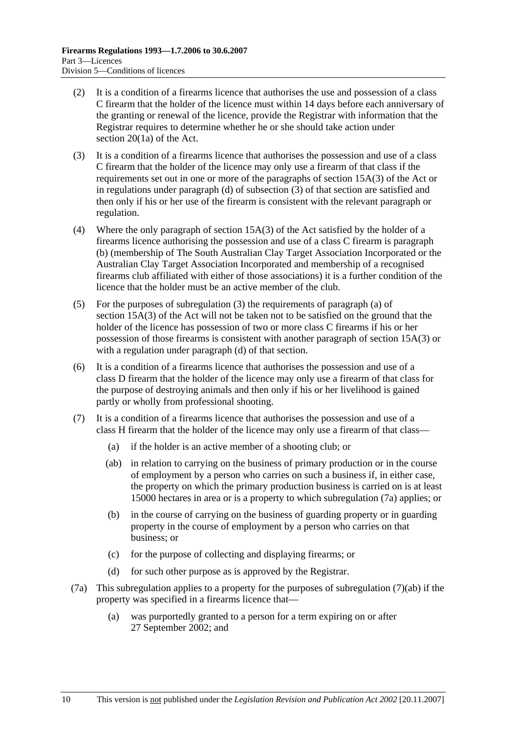(2) It is a condition of a firearms licence that authorises the use and possession of a class C firearm that the holder of the licence must within 14 days before each anniversary of the granting or renewal of the licence, provide the Registrar with information that the Registrar requires to determine whether he or she should take action under section 20(1a) of the Act.

(3) It is a condition of a firearms licence that authorises the possession and use of a class C firearm that the holder of the licence may only use a firearm of that class if the requirements set out in one or more of the paragraphs of section 15A(3) of the Act or in regulations under paragraph (d) of subsection (3) of that section are satisfied and then only if his or her use of the firearm is consistent with the relevant paragraph or regulation.

(4) Where the only paragraph of section 15A(3) of the Act satisfied by the holder of a firearms licence authorising the possession and use of a class C firearm is paragraph (b) (membership of The South Australian Clay Target Association Incorporated or the Australian Clay Target Association Incorporated and membership of a recognised firearms club affiliated with either of those associations) it is a further condition of the licence that the holder must be an active member of the club.

(5) For the purposes of subregulation (3) the requirements of paragraph (a) of section 15A(3) of the Act will not be taken not to be satisfied on the ground that the holder of the licence has possession of two or more class C firearms if his or her possession of those firearms is consistent with another paragraph of section 15A(3) or with a regulation under paragraph (d) of that section.

(6) It is a condition of a firearms licence that authorises the possession and use of a class D firearm that the holder of the licence may only use a firearm of that class for the purpose of destroying animals and then only if his or her livelihood is gained partly or wholly from professional shooting.

(7) It is a condition of a firearms licence that authorises the possession and use of a class H firearm that the holder of the licence may only use a firearm of that class—

  (a) if the holder is an active member of a shooting club; or

  (ab) in relation to carrying on the business of primary production or in the course of employment by a person who carries on such a business if, in either case, the property on which the primary production business is carried on is at least 15000 hectares in area or is a property to which subregulation (7a) applies; or

  (b) in the course of carrying on the business of guarding property or in guarding property in the course of employment by a person who carries on that business; or

  (c) for the purpose of collecting and displaying firearms; or

  (d) for such other purpose as is approved by the Registrar.

(7a) This subregulation applies to a property for the purposes of subregulation (7)(ab) if the property was specified in a firearms licence that—

  (a) was purportedly granted to a person for a term expiring on or after 27 September 2002; and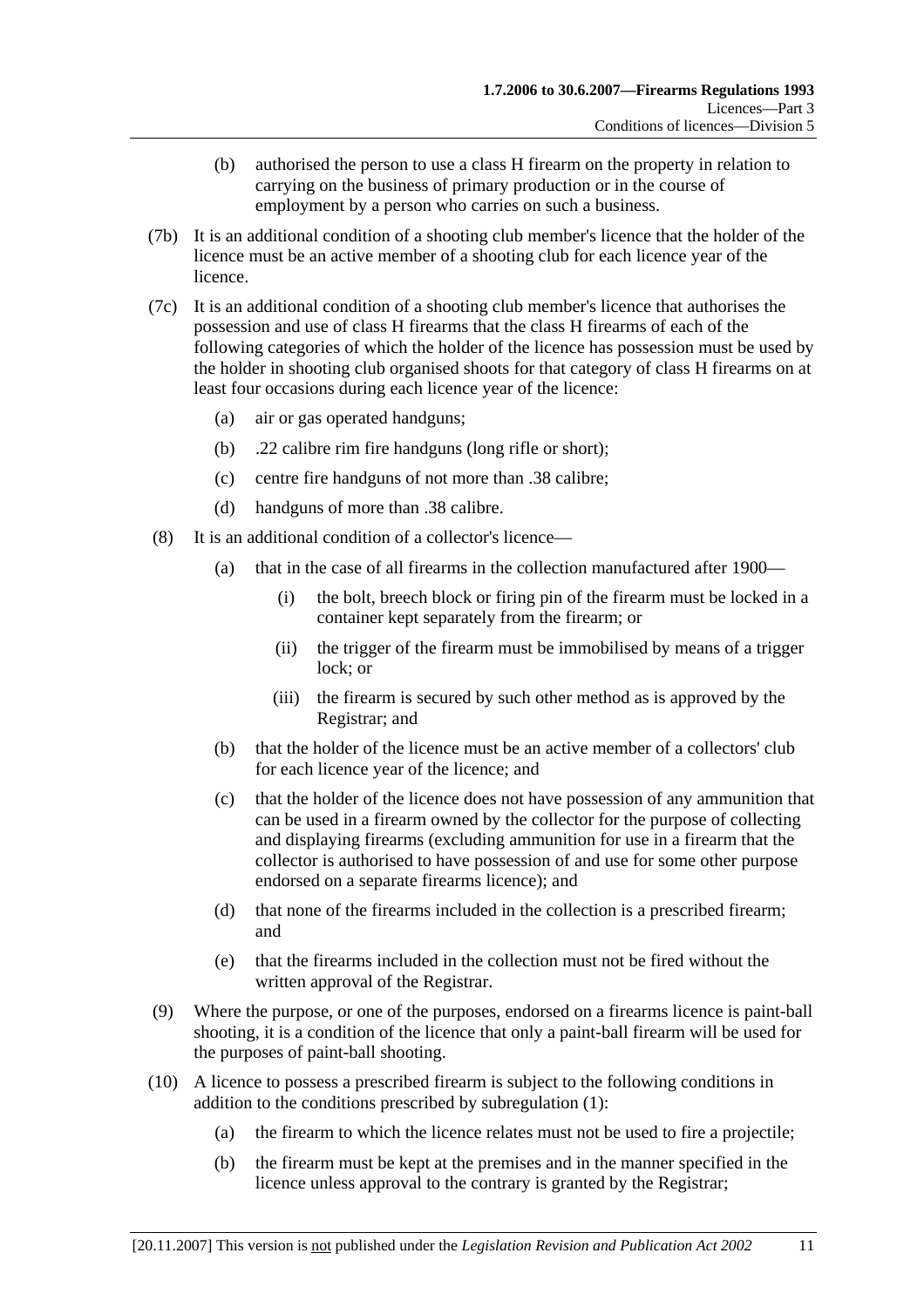(b) authorised the person to use a class H firearm on the property in relation to carrying on the business of primary production or in the course of employment by a person who carries on such a business.

(7b) It is an additional condition of a shooting club member's licence that the holder of the licence must be an active member of a shooting club for each licence year of the licence.

(7c) It is an additional condition of a shooting club member's licence that authorises the possession and use of class H firearms that the class H firearms of each of the following categories of which the holder of the licence has possession must be used by the holder in shooting club organised shoots for that category of class H firearms on at least four occasions during each licence year of the licence:

- (a) air or gas operated handguns;
- (b) .22 calibre rim fire handguns (long rifle or short);
- (c) centre fire handguns of not more than .38 calibre;
- (d) handguns of more than .38 calibre.

(8) It is an additional condition of a collector's licence—

- (a) that in the case of all firearms in the collection manufactured after 1900—
  - (i) the bolt, breech block or firing pin of the firearm must be locked in a container kept separately from the firearm; or
  - (ii) the trigger of the firearm must be immobilised by means of a trigger lock; or
  - (iii) the firearm is secured by such other method as is approved by the Registrar; and
- (b) that the holder of the licence must be an active member of a collectors' club for each licence year of the licence; and
- (c) that the holder of the licence does not have possession of any ammunition that can be used in a firearm owned by the collector for the purpose of collecting and displaying firearms (excluding ammunition for use in a firearm that the collector is authorised to have possession of and use for some other purpose endorsed on a separate firearms licence); and
- (d) that none of the firearms included in the collection is a prescribed firearm; and
- (e) that the firearms included in the collection must not be fired without the written approval of the Registrar.

(9) Where the purpose, or one of the purposes, endorsed on a firearms licence is paint-ball shooting, it is a condition of the licence that only a paint-ball firearm will be used for the purposes of paint-ball shooting.

(10) A licence to possess a prescribed firearm is subject to the following conditions in addition to the conditions prescribed by subregulation (1):

- (a) the firearm to which the licence relates must not be used to fire a projectile;
- (b) the firearm must be kept at the premises and in the manner specified in the licence unless approval to the contrary is granted by the Registrar;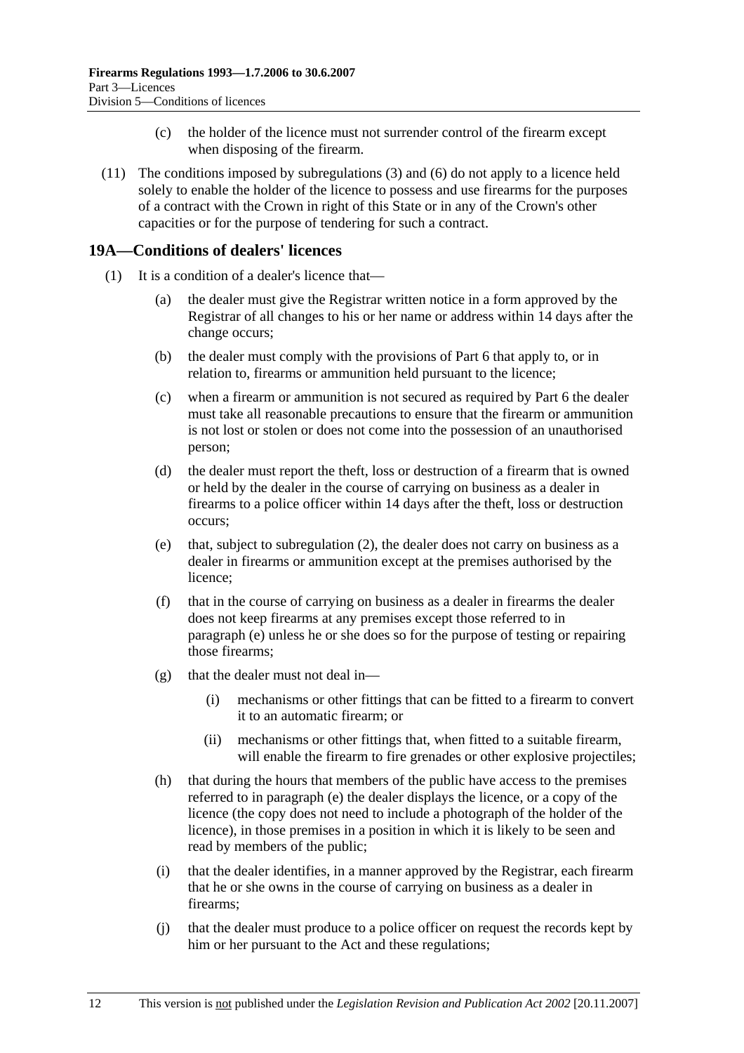(c) the holder of the licence must not surrender control of the firearm except when disposing of the firearm.

(11) The conditions imposed by subregulations (3) and (6) do not apply to a licence held solely to enable the holder of the licence to possess and use firearms for the purposes of a contract with the Crown in right of this State or in any of the Crown's other capacities or for the purpose of tendering for such a contract.

## 19A—Conditions of dealers' licences

(1) It is a condition of a dealer's licence that—

(a) the dealer must give the Registrar written notice in a form approved by the Registrar of all changes to his or her name or address within 14 days after the change occurs;

(b) the dealer must comply with the provisions of Part 6 that apply to, or in relation to, firearms or ammunition held pursuant to the licence;

(c) when a firearm or ammunition is not secured as required by Part 6 the dealer must take all reasonable precautions to ensure that the firearm or ammunition is not lost or stolen or does not come into the possession of an unauthorised person;

(d) the dealer must report the theft, loss or destruction of a firearm that is owned or held by the dealer in the course of carrying on business as a dealer in firearms to a police officer within 14 days after the theft, loss or destruction occurs;

(e) that, subject to subregulation (2), the dealer does not carry on business as a dealer in firearms or ammunition except at the premises authorised by the licence;

(f) that in the course of carrying on business as a dealer in firearms the dealer does not keep firearms at any premises except those referred to in paragraph (e) unless he or she does so for the purpose of testing or repairing those firearms;

(g) that the dealer must not deal in—

(i) mechanisms or other fittings that can be fitted to a firearm to convert it to an automatic firearm; or

(ii) mechanisms or other fittings that, when fitted to a suitable firearm, will enable the firearm to fire grenades or other explosive projectiles;

(h) that during the hours that members of the public have access to the premises referred to in paragraph (e) the dealer displays the licence, or a copy of the licence (the copy does not need to include a photograph of the holder of the licence), in those premises in a position in which it is likely to be seen and read by members of the public;

(i) that the dealer identifies, in a manner approved by the Registrar, each firearm that he or she owns in the course of carrying on business as a dealer in firearms;

(j) that the dealer must produce to a police officer on request the records kept by him or her pursuant to the Act and these regulations;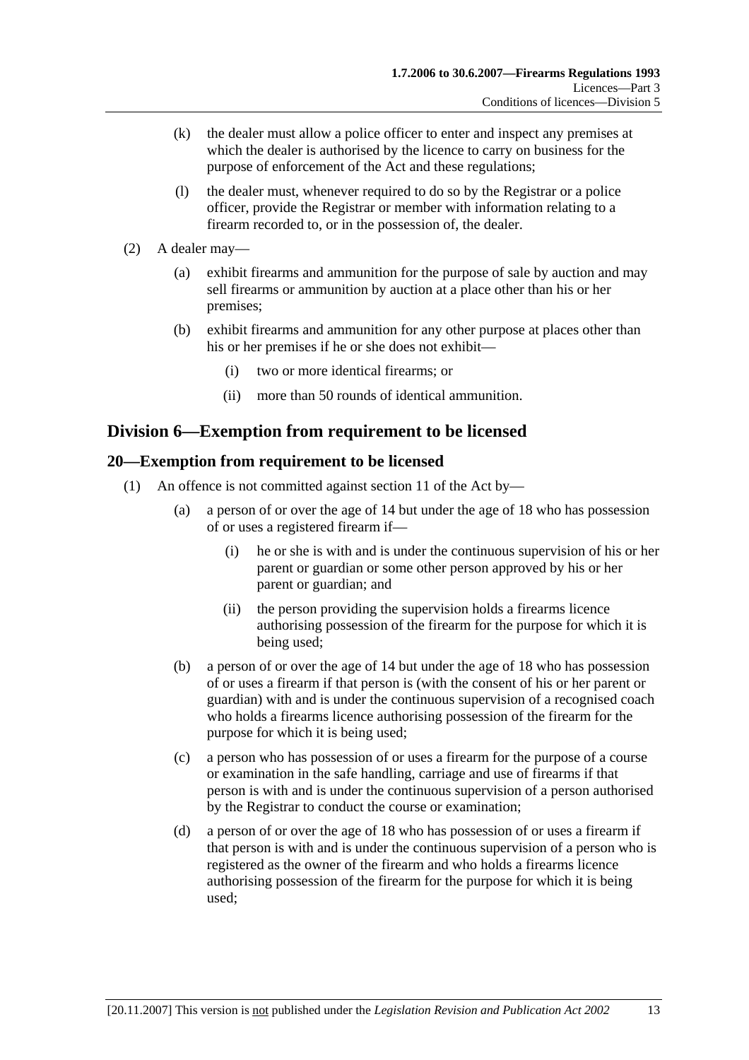(k) the dealer must allow a police officer to enter and inspect any premises at which the dealer is authorised by the licence to carry on business for the purpose of enforcement of the Act and these regulations;

(l) the dealer must, whenever required to do so by the Registrar or a police officer, provide the Registrar or member with information relating to a firearm recorded to, or in the possession of, the dealer.

(2) A dealer may—

(a) exhibit firearms and ammunition for the purpose of sale by auction and may sell firearms or ammunition by auction at a place other than his or her premises;

(b) exhibit firearms and ammunition for any other purpose at places other than his or her premises if he or she does not exhibit—

(i) two or more identical firearms; or

(ii) more than 50 rounds of identical ammunition.

## Division 6—Exemption from requirement to be licensed

### 20—Exemption from requirement to be licensed

(1) An offence is not committed against section 11 of the Act by—

(a) a person of or over the age of 14 but under the age of 18 who has possession of or uses a registered firearm if—

(i) he or she is with and is under the continuous supervision of his or her parent or guardian or some other person approved by his or her parent or guardian; and

(ii) the person providing the supervision holds a firearms licence authorising possession of the firearm for the purpose for which it is being used;

(b) a person of or over the age of 14 but under the age of 18 who has possession of or uses a firearm if that person is (with the consent of his or her parent or guardian) with and is under the continuous supervision of a recognised coach who holds a firearms licence authorising possession of the firearm for the purpose for which it is being used;

(c) a person who has possession of or uses a firearm for the purpose of a course or examination in the safe handling, carriage and use of firearms if that person is with and is under the continuous supervision of a person authorised by the Registrar to conduct the course or examination;

(d) a person of or over the age of 18 who has possession of or uses a firearm if that person is with and is under the continuous supervision of a person who is registered as the owner of the firearm and who holds a firearms licence authorising possession of the firearm for the purpose for which it is being used;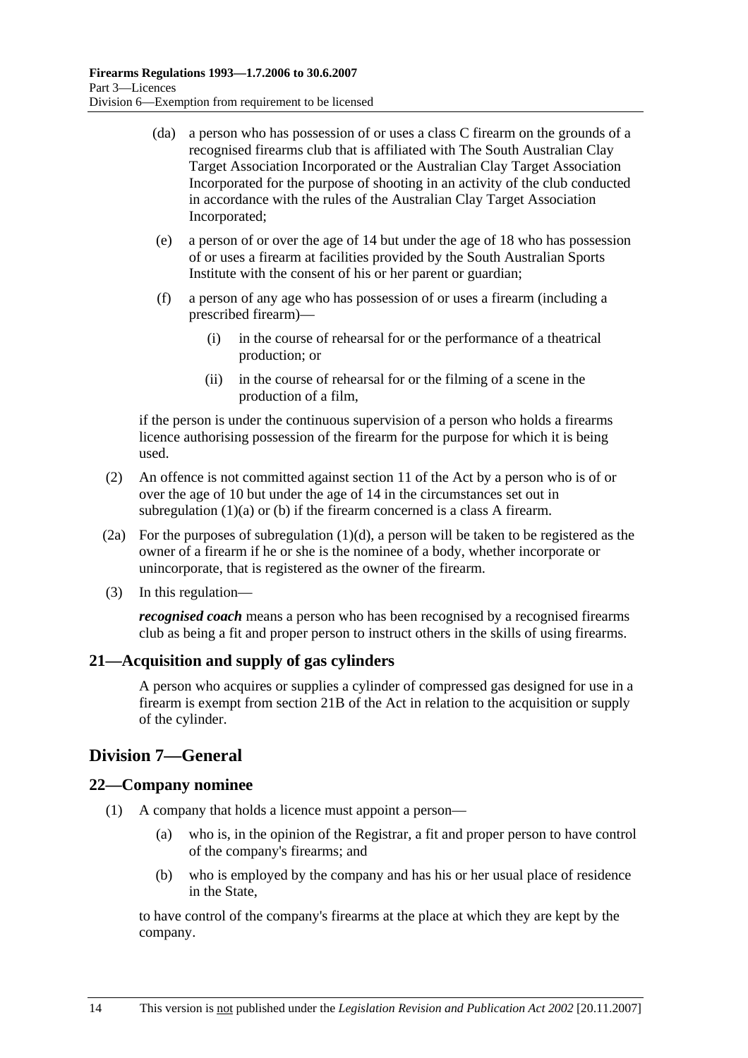(da) a person who has possession of or uses a class C firearm on the grounds of a recognised firearms club that is affiliated with The South Australian Clay Target Association Incorporated or the Australian Clay Target Association Incorporated for the purpose of shooting in an activity of the club conducted in accordance with the rules of the Australian Clay Target Association Incorporated;

(e) a person of or over the age of 14 but under the age of 18 who has possession of or uses a firearm at facilities provided by the South Australian Sports Institute with the consent of his or her parent or guardian;

(f) a person of any age who has possession of or uses a firearm (including a prescribed firearm)—

(i) in the course of rehearsal for or the performance of a theatrical production; or

(ii) in the course of rehearsal for or the filming of a scene in the production of a film,

if the person is under the continuous supervision of a person who holds a firearms licence authorising possession of the firearm for the purpose for which it is being used.

(2) An offence is not committed against section 11 of the Act by a person who is of or over the age of 10 but under the age of 14 in the circumstances set out in subregulation (1)(a) or (b) if the firearm concerned is a class A firearm.

(2a) For the purposes of subregulation (1)(d), a person will be taken to be registered as the owner of a firearm if he or she is the nominee of a body, whether incorporate or unincorporate, that is registered as the owner of the firearm.

(3) In this regulation—

***recognised coach*** means a person who has been recognised by a recognised firearms club as being a fit and proper person to instruct others in the skills of using firearms.

### 21—Acquisition and supply of gas cylinders

A person who acquires or supplies a cylinder of compressed gas designed for use in a firearm is exempt from section 21B of the Act in relation to the acquisition or supply of the cylinder.

## Division 7—General

### 22—Company nominee

(1) A company that holds a licence must appoint a person—

(a) who is, in the opinion of the Registrar, a fit and proper person to have control of the company's firearms; and

(b) who is employed by the company and has his or her usual place of residence in the State,

to have control of the company's firearms at the place at which they are kept by the company.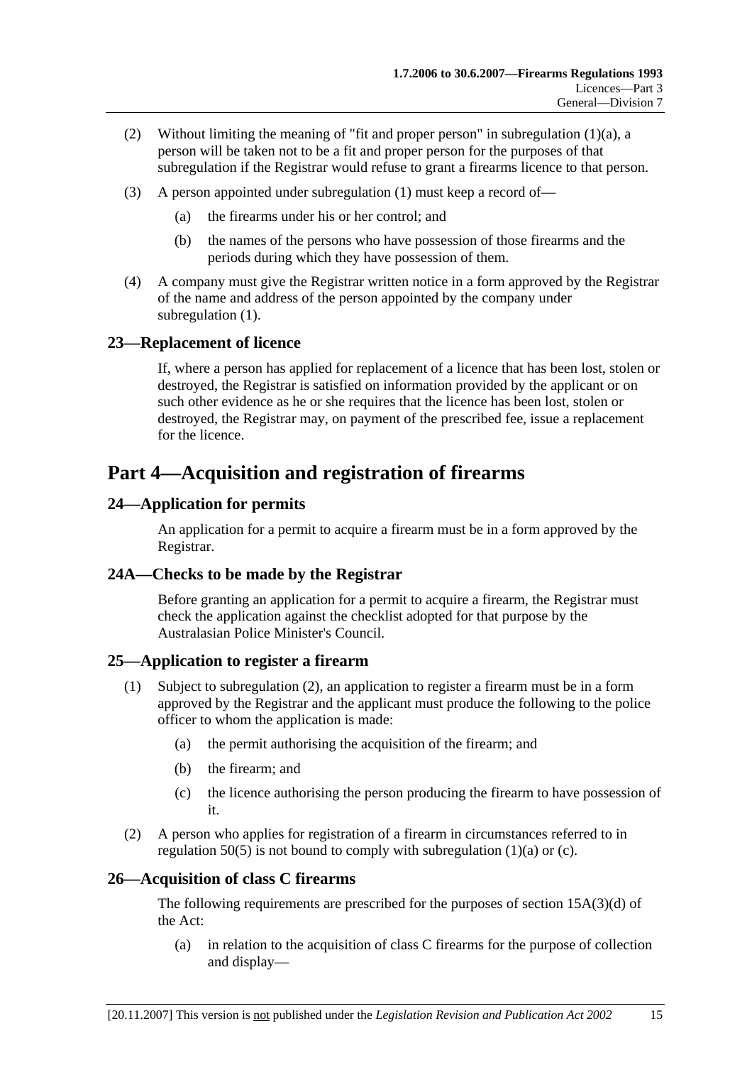(2) Without limiting the meaning of "fit and proper person" in subregulation (1)(a), a person will be taken not to be a fit and proper person for the purposes of that subregulation if the Registrar would refuse to grant a firearms licence to that person.

(3) A person appointed under subregulation (1) must keep a record of—

(a) the firearms under his or her control; and

(b) the names of the persons who have possession of those firearms and the periods during which they have possession of them.

(4) A company must give the Registrar written notice in a form approved by the Registrar of the name and address of the person appointed by the company under subregulation (1).

## 23—Replacement of licence

If, where a person has applied for replacement of a licence that has been lost, stolen or destroyed, the Registrar is satisfied on information provided by the applicant or on such other evidence as he or she requires that the licence has been lost, stolen or destroyed, the Registrar may, on payment of the prescribed fee, issue a replacement for the licence.

# Part 4—Acquisition and registration of firearms

## 24—Application for permits

An application for a permit to acquire a firearm must be in a form approved by the Registrar.

## 24A—Checks to be made by the Registrar

Before granting an application for a permit to acquire a firearm, the Registrar must check the application against the checklist adopted for that purpose by the Australasian Police Minister's Council.

## 25—Application to register a firearm

(1) Subject to subregulation (2), an application to register a firearm must be in a form approved by the Registrar and the applicant must produce the following to the police officer to whom the application is made:

(a) the permit authorising the acquisition of the firearm; and

(b) the firearm; and

(c) the licence authorising the person producing the firearm to have possession of it.

(2) A person who applies for registration of a firearm in circumstances referred to in regulation 50(5) is not bound to comply with subregulation (1)(a) or (c).

## 26—Acquisition of class C firearms

The following requirements are prescribed for the purposes of section 15A(3)(d) of the Act:

(a) in relation to the acquisition of class C firearms for the purpose of collection and display—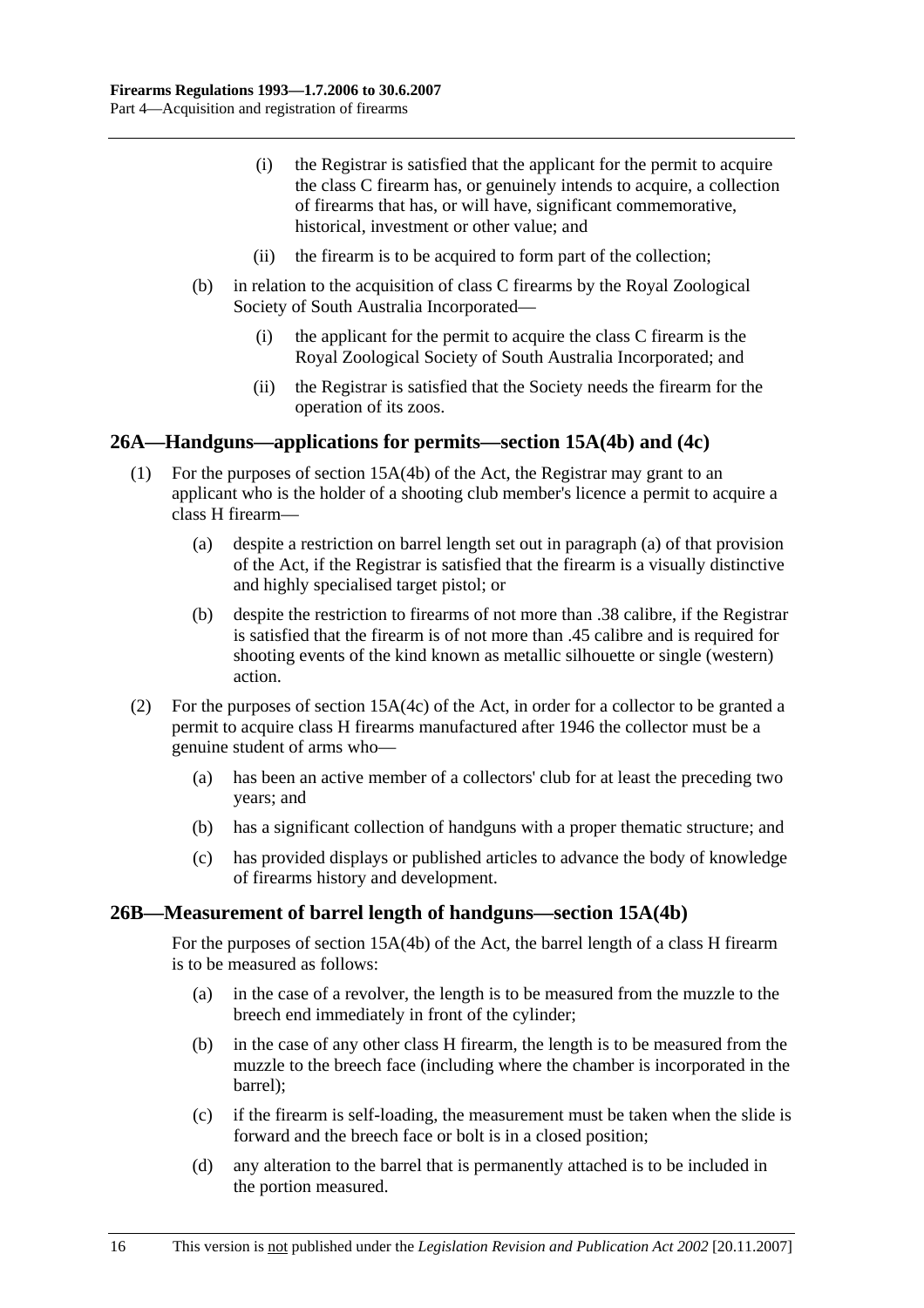(i) the Registrar is satisfied that the applicant for the permit to acquire the class C firearm has, or genuinely intends to acquire, a collection of firearms that has, or will have, significant commemorative, historical, investment or other value; and

(ii) the firearm is to be acquired to form part of the collection;

(b) in relation to the acquisition of class C firearms by the Royal Zoological Society of South Australia Incorporated—

(i) the applicant for the permit to acquire the class C firearm is the Royal Zoological Society of South Australia Incorporated; and

(ii) the Registrar is satisfied that the Society needs the firearm for the operation of its zoos.

## 26A—Handguns—applications for permits—section 15A(4b) and (4c)

(1) For the purposes of section 15A(4b) of the Act, the Registrar may grant to an applicant who is the holder of a shooting club member's licence a permit to acquire a class H firearm—

(a) despite a restriction on barrel length set out in paragraph (a) of that provision of the Act, if the Registrar is satisfied that the firearm is a visually distinctive and highly specialised target pistol; or

(b) despite the restriction to firearms of not more than .38 calibre, if the Registrar is satisfied that the firearm is of not more than .45 calibre and is required for shooting events of the kind known as metallic silhouette or single (western) action.

(2) For the purposes of section 15A(4c) of the Act, in order for a collector to be granted a permit to acquire class H firearms manufactured after 1946 the collector must be a genuine student of arms who—

(a) has been an active member of a collectors' club for at least the preceding two years; and

(b) has a significant collection of handguns with a proper thematic structure; and

(c) has provided displays or published articles to advance the body of knowledge of firearms history and development.

## 26B—Measurement of barrel length of handguns—section 15A(4b)

For the purposes of section 15A(4b) of the Act, the barrel length of a class H firearm is to be measured as follows:

(a) in the case of a revolver, the length is to be measured from the muzzle to the breech end immediately in front of the cylinder;

(b) in the case of any other class H firearm, the length is to be measured from the muzzle to the breech face (including where the chamber is incorporated in the barrel);

(c) if the firearm is self-loading, the measurement must be taken when the slide is forward and the breech face or bolt is in a closed position;

(d) any alteration to the barrel that is permanently attached is to be included in the portion measured.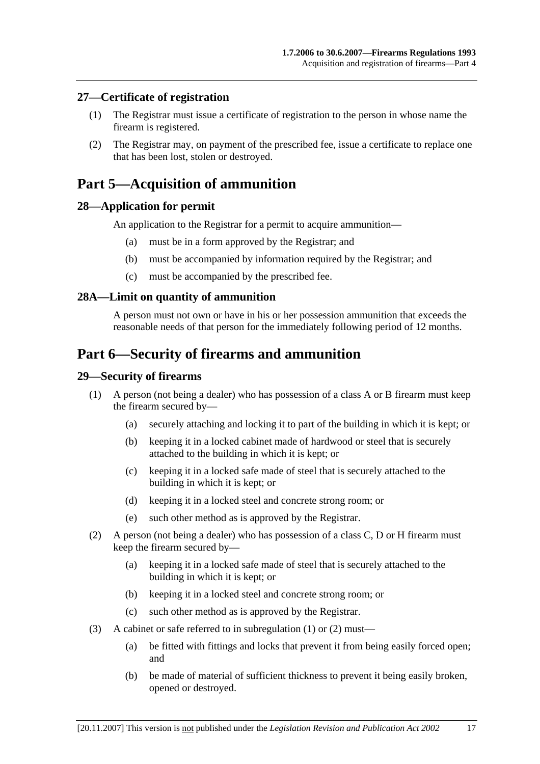### 27—Certificate of registration

(1) The Registrar must issue a certificate of registration to the person in whose name the firearm is registered.

(2) The Registrar may, on payment of the prescribed fee, issue a certificate to replace one that has been lost, stolen or destroyed.

## Part 5—Acquisition of ammunition

### 28—Application for permit

An application to the Registrar for a permit to acquire ammunition—

(a) must be in a form approved by the Registrar; and

(b) must be accompanied by information required by the Registrar; and

(c) must be accompanied by the prescribed fee.

### 28A—Limit on quantity of ammunition

A person must not own or have in his or her possession ammunition that exceeds the reasonable needs of that person for the immediately following period of 12 months.

## Part 6—Security of firearms and ammunition

### 29—Security of firearms

(1) A person (not being a dealer) who has possession of a class A or B firearm must keep the firearm secured by—

(a) securely attaching and locking it to part of the building in which it is kept; or

(b) keeping it in a locked cabinet made of hardwood or steel that is securely attached to the building in which it is kept; or

(c) keeping it in a locked safe made of steel that is securely attached to the building in which it is kept; or

(d) keeping it in a locked steel and concrete strong room; or

(e) such other method as is approved by the Registrar.

(2) A person (not being a dealer) who has possession of a class C, D or H firearm must keep the firearm secured by—

(a) keeping it in a locked safe made of steel that is securely attached to the building in which it is kept; or

(b) keeping it in a locked steel and concrete strong room; or

(c) such other method as is approved by the Registrar.

(3) A cabinet or safe referred to in subregulation (1) or (2) must—

(a) be fitted with fittings and locks that prevent it from being easily forced open; and

(b) be made of material of sufficient thickness to prevent it being easily broken, opened or destroyed.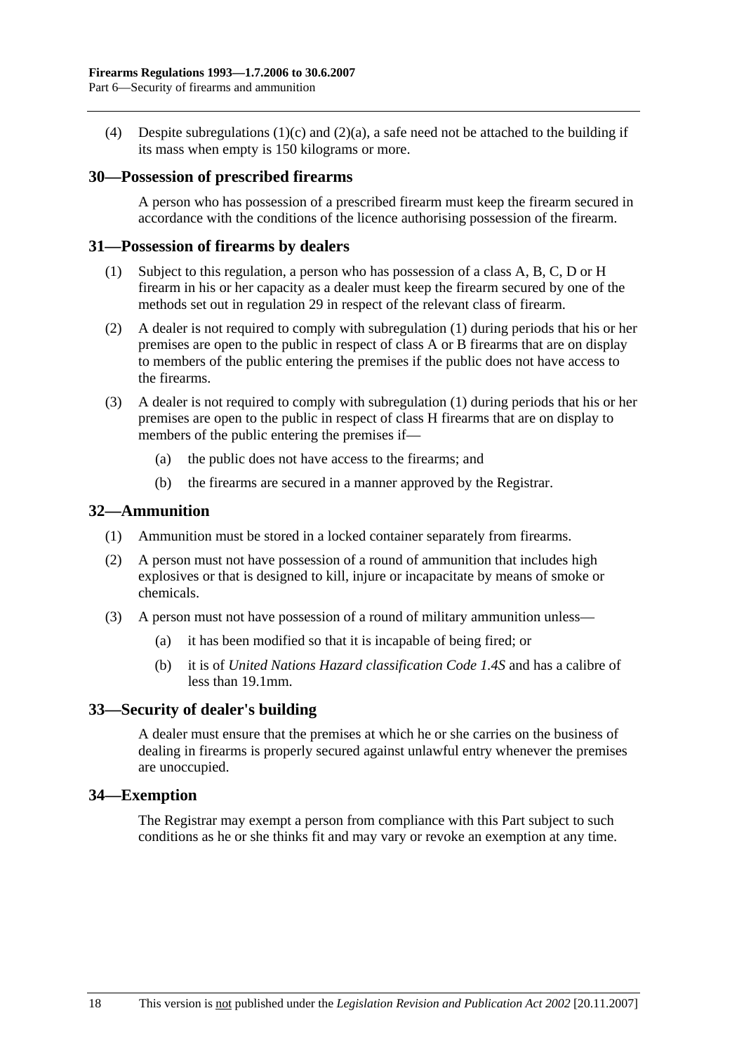(4) Despite subregulations (1)(c) and (2)(a), a safe need not be attached to the building if its mass when empty is 150 kilograms or more.

## 30—Possession of prescribed firearms

A person who has possession of a prescribed firearm must keep the firearm secured in accordance with the conditions of the licence authorising possession of the firearm.

## 31—Possession of firearms by dealers

(1) Subject to this regulation, a person who has possession of a class A, B, C, D or H firearm in his or her capacity as a dealer must keep the firearm secured by one of the methods set out in regulation 29 in respect of the relevant class of firearm.

(2) A dealer is not required to comply with subregulation (1) during periods that his or her premises are open to the public in respect of class A or B firearms that are on display to members of the public entering the premises if the public does not have access to the firearms.

(3) A dealer is not required to comply with subregulation (1) during periods that his or her premises are open to the public in respect of class H firearms that are on display to members of the public entering the premises if—

(a) the public does not have access to the firearms; and

(b) the firearms are secured in a manner approved by the Registrar.

## 32—Ammunition

(1) Ammunition must be stored in a locked container separately from firearms.

(2) A person must not have possession of a round of ammunition that includes high explosives or that is designed to kill, injure or incapacitate by means of smoke or chemicals.

(3) A person must not have possession of a round of military ammunition unless—

(a) it has been modified so that it is incapable of being fired; or

(b) it is of *United Nations Hazard classification Code 1.4S* and has a calibre of less than 19.1mm.

## 33—Security of dealer's building

A dealer must ensure that the premises at which he or she carries on the business of dealing in firearms is properly secured against unlawful entry whenever the premises are unoccupied.

## 34—Exemption

The Registrar may exempt a person from compliance with this Part subject to such conditions as he or she thinks fit and may vary or revoke an exemption at any time.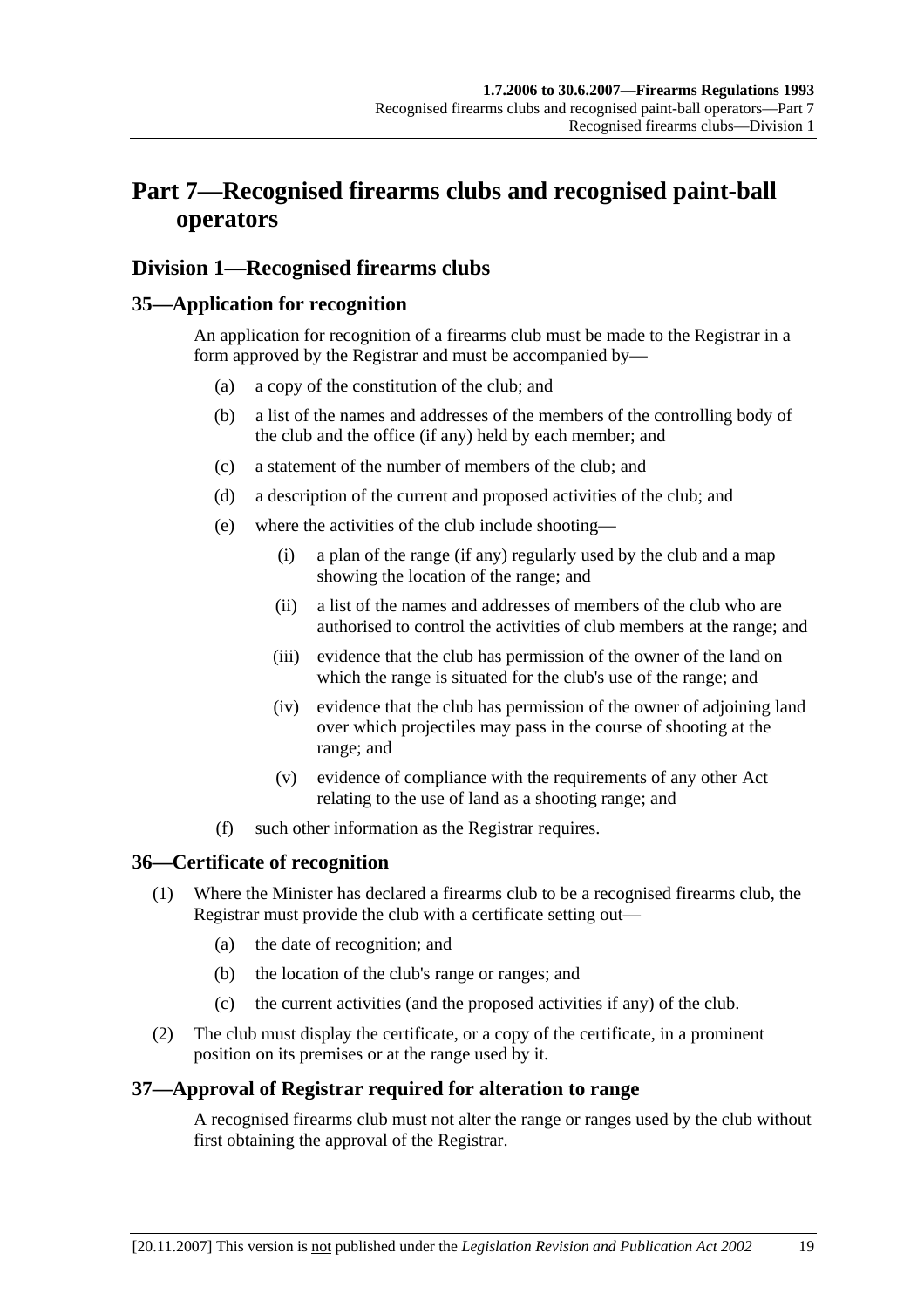# Part 7—Recognised firearms clubs and recognised paint-ball operators

## Division 1—Recognised firearms clubs

### 35—Application for recognition

An application for recognition of a firearms club must be made to the Registrar in a form approved by the Registrar and must be accompanied by—

(a) a copy of the constitution of the club; and

(b) a list of the names and addresses of the members of the controlling body of the club and the office (if any) held by each member; and

(c) a statement of the number of members of the club; and

(d) a description of the current and proposed activities of the club; and

(e) where the activities of the club include shooting—

(i) a plan of the range (if any) regularly used by the club and a map showing the location of the range; and

(ii) a list of the names and addresses of members of the club who are authorised to control the activities of club members at the range; and

(iii) evidence that the club has permission of the owner of the land on which the range is situated for the club's use of the range; and

(iv) evidence that the club has permission of the owner of adjoining land over which projectiles may pass in the course of shooting at the range; and

(v) evidence of compliance with the requirements of any other Act relating to the use of land as a shooting range; and

(f) such other information as the Registrar requires.

### 36—Certificate of recognition

(1) Where the Minister has declared a firearms club to be a recognised firearms club, the Registrar must provide the club with a certificate setting out—

(a) the date of recognition; and

(b) the location of the club's range or ranges; and

(c) the current activities (and the proposed activities if any) of the club.

(2) The club must display the certificate, or a copy of the certificate, in a prominent position on its premises or at the range used by it.

### 37—Approval of Registrar required for alteration to range

A recognised firearms club must not alter the range or ranges used by the club without first obtaining the approval of the Registrar.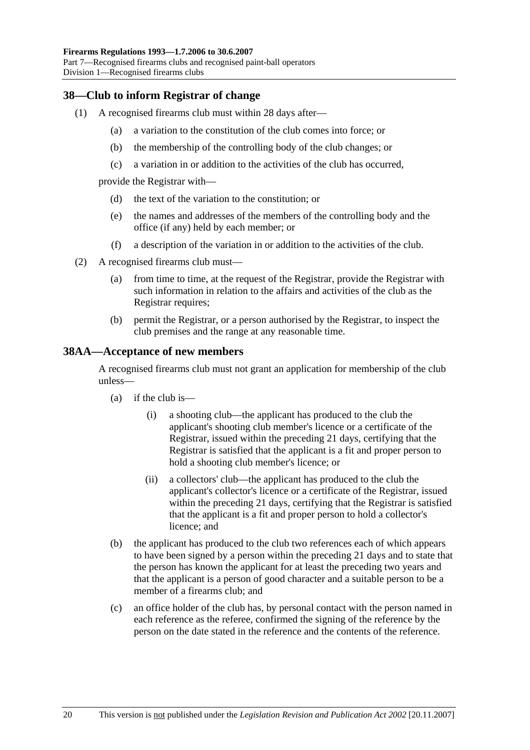## 38—Club to inform Registrar of change

(1) A recognised firearms club must within 28 days after—

(a) a variation to the constitution of the club comes into force; or

(b) the membership of the controlling body of the club changes; or

(c) a variation in or addition to the activities of the club has occurred,

provide the Registrar with—

(d) the text of the variation to the constitution; or

(e) the names and addresses of the members of the controlling body and the office (if any) held by each member; or

(f) a description of the variation in or addition to the activities of the club.

(2) A recognised firearms club must—

(a) from time to time, at the request of the Registrar, provide the Registrar with such information in relation to the affairs and activities of the club as the Registrar requires;

(b) permit the Registrar, or a person authorised by the Registrar, to inspect the club premises and the range at any reasonable time.

## 38AA—Acceptance of new members

A recognised firearms club must not grant an application for membership of the club unless—

(a) if the club is—

(i) a shooting club—the applicant has produced to the club the applicant's shooting club member's licence or a certificate of the Registrar, issued within the preceding 21 days, certifying that the Registrar is satisfied that the applicant is a fit and proper person to hold a shooting club member's licence; or

(ii) a collectors' club—the applicant has produced to the club the applicant's collector's licence or a certificate of the Registrar, issued within the preceding 21 days, certifying that the Registrar is satisfied that the applicant is a fit and proper person to hold a collector's licence; and

(b) the applicant has produced to the club two references each of which appears to have been signed by a person within the preceding 21 days and to state that the person has known the applicant for at least the preceding two years and that the applicant is a person of good character and a suitable person to be a member of a firearms club; and

(c) an office holder of the club has, by personal contact with the person named in each reference as the referee, confirmed the signing of the reference by the person on the date stated in the reference and the contents of the reference.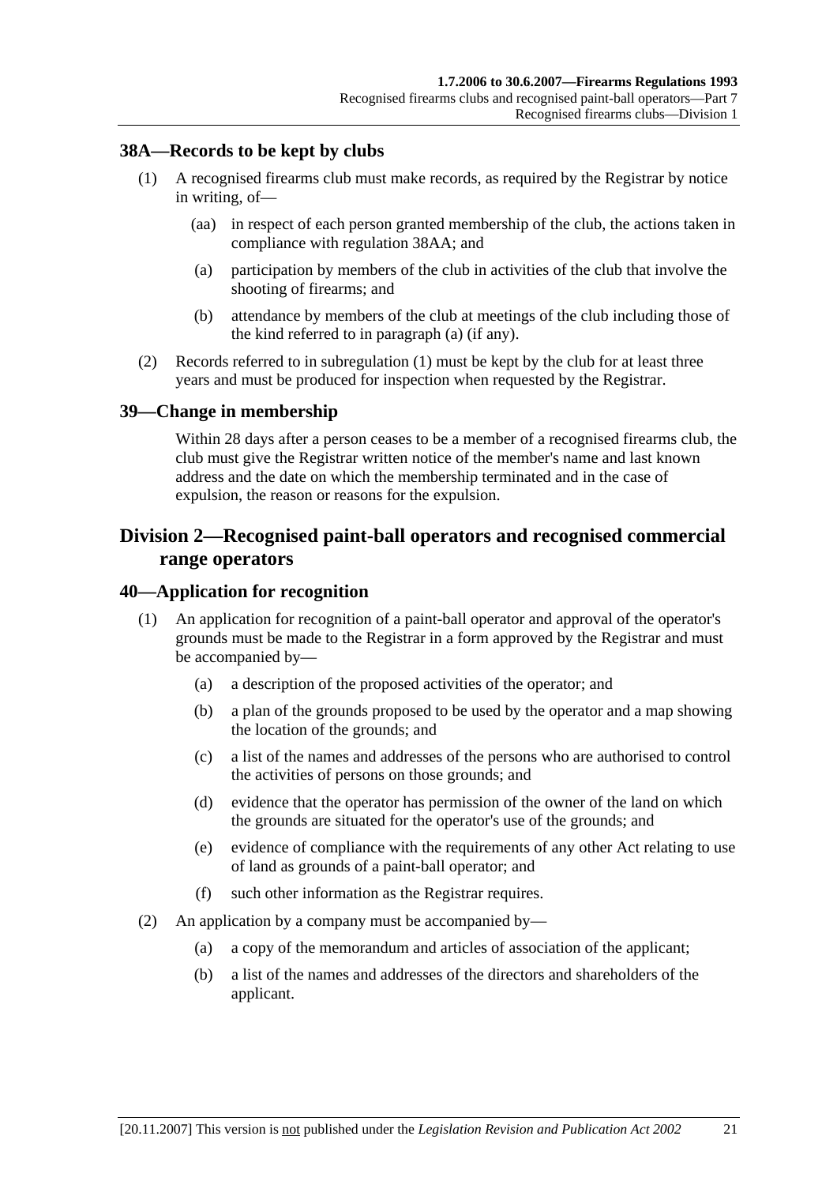## 38A—Records to be kept by clubs

(1) A recognised firearms club must make records, as required by the Registrar by notice in writing, of—

(aa) in respect of each person granted membership of the club, the actions taken in compliance with regulation 38AA; and

(a) participation by members of the club in activities of the club that involve the shooting of firearms; and

(b) attendance by members of the club at meetings of the club including those of the kind referred to in paragraph (a) (if any).

(2) Records referred to in subregulation (1) must be kept by the club for at least three years and must be produced for inspection when requested by the Registrar.

## 39—Change in membership

Within 28 days after a person ceases to be a member of a recognised firearms club, the club must give the Registrar written notice of the member's name and last known address and the date on which the membership terminated and in the case of expulsion, the reason or reasons for the expulsion.

# Division 2—Recognised paint-ball operators and recognised commercial range operators

## 40—Application for recognition

(1) An application for recognition of a paint-ball operator and approval of the operator's grounds must be made to the Registrar in a form approved by the Registrar and must be accompanied by—

(a) a description of the proposed activities of the operator; and

(b) a plan of the grounds proposed to be used by the operator and a map showing the location of the grounds; and

(c) a list of the names and addresses of the persons who are authorised to control the activities of persons on those grounds; and

(d) evidence that the operator has permission of the owner of the land on which the grounds are situated for the operator's use of the grounds; and

(e) evidence of compliance with the requirements of any other Act relating to use of land as grounds of a paint-ball operator; and

(f) such other information as the Registrar requires.

(2) An application by a company must be accompanied by—

(a) a copy of the memorandum and articles of association of the applicant;

(b) a list of the names and addresses of the directors and shareholders of the applicant.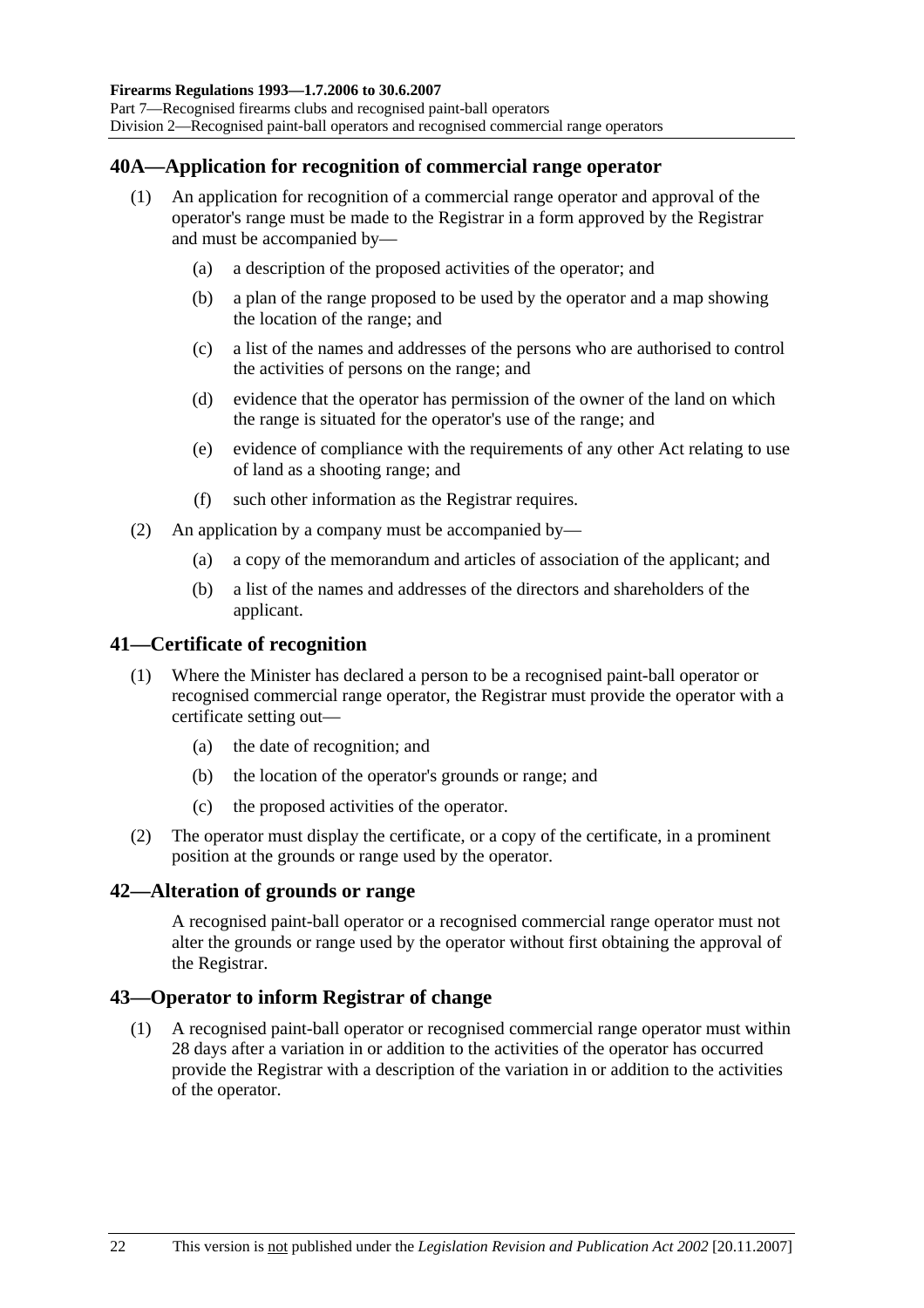## 40A—Application for recognition of commercial range operator

(1) An application for recognition of a commercial range operator and approval of the operator's range must be made to the Registrar in a form approved by the Registrar and must be accompanied by—

(a) a description of the proposed activities of the operator; and

(b) a plan of the range proposed to be used by the operator and a map showing the location of the range; and

(c) a list of the names and addresses of the persons who are authorised to control the activities of persons on the range; and

(d) evidence that the operator has permission of the owner of the land on which the range is situated for the operator's use of the range; and

(e) evidence of compliance with the requirements of any other Act relating to use of land as a shooting range; and

(f) such other information as the Registrar requires.

(2) An application by a company must be accompanied by—

(a) a copy of the memorandum and articles of association of the applicant; and

(b) a list of the names and addresses of the directors and shareholders of the applicant.

## 41—Certificate of recognition

(1) Where the Minister has declared a person to be a recognised paint-ball operator or recognised commercial range operator, the Registrar must provide the operator with a certificate setting out—

(a) the date of recognition; and

(b) the location of the operator's grounds or range; and

(c) the proposed activities of the operator.

(2) The operator must display the certificate, or a copy of the certificate, in a prominent position at the grounds or range used by the operator.

## 42—Alteration of grounds or range

A recognised paint-ball operator or a recognised commercial range operator must not alter the grounds or range used by the operator without first obtaining the approval of the Registrar.

## 43—Operator to inform Registrar of change

(1) A recognised paint-ball operator or recognised commercial range operator must within 28 days after a variation in or addition to the activities of the operator has occurred provide the Registrar with a description of the variation in or addition to the activities of the operator.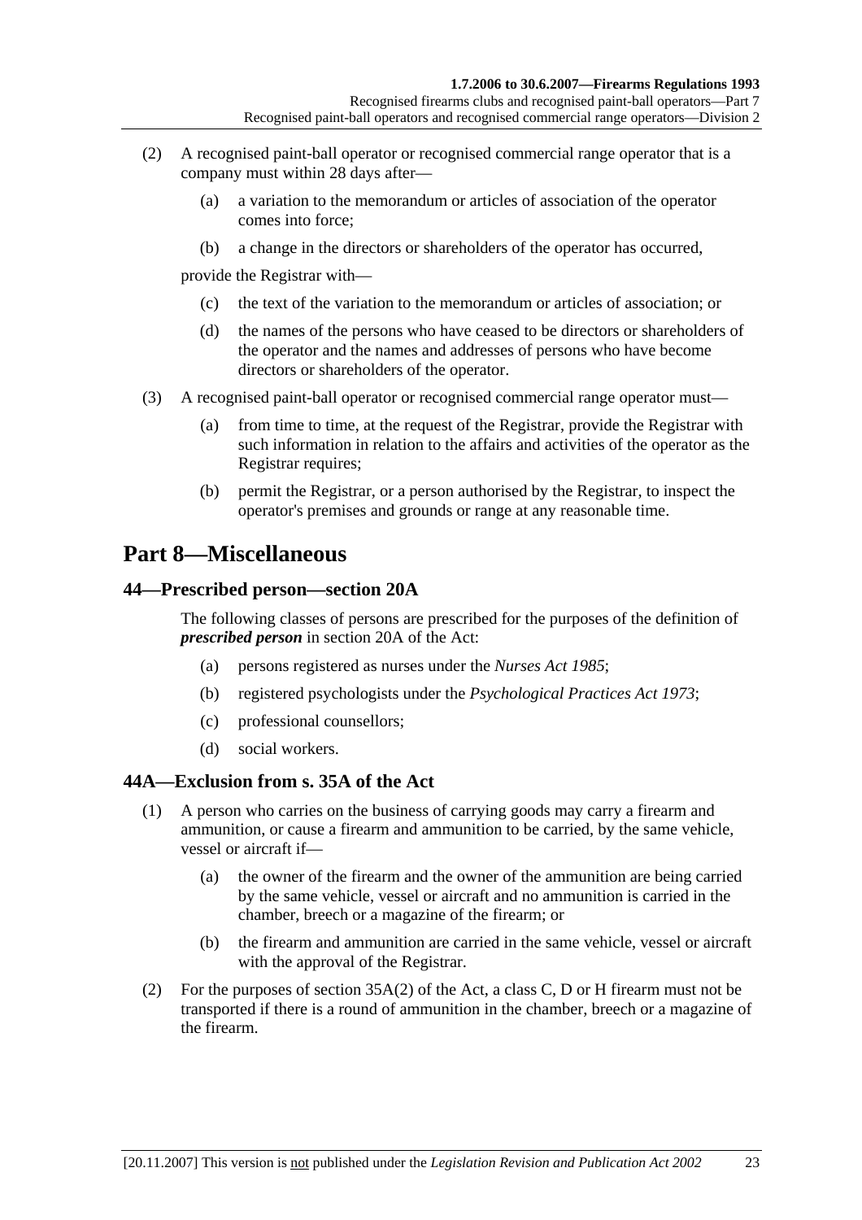(2) A recognised paint-ball operator or recognised commercial range operator that is a company must within 28 days after—

(a) a variation to the memorandum or articles of association of the operator comes into force;

(b) a change in the directors or shareholders of the operator has occurred,

provide the Registrar with—

(c) the text of the variation to the memorandum or articles of association; or

(d) the names of the persons who have ceased to be directors or shareholders of the operator and the names and addresses of persons who have become directors or shareholders of the operator.

(3) A recognised paint-ball operator or recognised commercial range operator must—

(a) from time to time, at the request of the Registrar, provide the Registrar with such information in relation to the affairs and activities of the operator as the Registrar requires;

(b) permit the Registrar, or a person authorised by the Registrar, to inspect the operator's premises and grounds or range at any reasonable time.

# Part 8—Miscellaneous

## 44—Prescribed person—section 20A

The following classes of persons are prescribed for the purposes of the definition of ***prescribed person*** in section 20A of the Act:

(a) persons registered as nurses under the *Nurses Act 1985*;

(b) registered psychologists under the *Psychological Practices Act 1973*;

(c) professional counsellors;

(d) social workers.

## 44A—Exclusion from s. 35A of the Act

(1) A person who carries on the business of carrying goods may carry a firearm and ammunition, or cause a firearm and ammunition to be carried, by the same vehicle, vessel or aircraft if—

(a) the owner of the firearm and the owner of the ammunition are being carried by the same vehicle, vessel or aircraft and no ammunition is carried in the chamber, breech or a magazine of the firearm; or

(b) the firearm and ammunition are carried in the same vehicle, vessel or aircraft with the approval of the Registrar.

(2) For the purposes of section 35A(2) of the Act, a class C, D or H firearm must not be transported if there is a round of ammunition in the chamber, breech or a magazine of the firearm.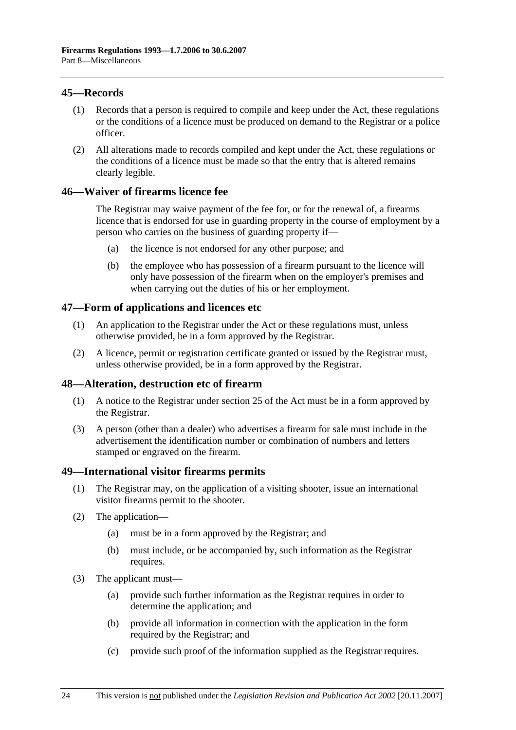## 45—Records

(1) Records that a person is required to compile and keep under the Act, these regulations or the conditions of a licence must be produced on demand to the Registrar or a police officer.

(2) All alterations made to records compiled and kept under the Act, these regulations or the conditions of a licence must be made so that the entry that is altered remains clearly legible.

## 46—Waiver of firearms licence fee

The Registrar may waive payment of the fee for, or for the renewal of, a firearms licence that is endorsed for use in guarding property in the course of employment by a person who carries on the business of guarding property if—

(a) the licence is not endorsed for any other purpose; and

(b) the employee who has possession of a firearm pursuant to the licence will only have possession of the firearm when on the employer's premises and when carrying out the duties of his or her employment.

## 47—Form of applications and licences etc

(1) An application to the Registrar under the Act or these regulations must, unless otherwise provided, be in a form approved by the Registrar.

(2) A licence, permit or registration certificate granted or issued by the Registrar must, unless otherwise provided, be in a form approved by the Registrar.

## 48—Alteration, destruction etc of firearm

(1) A notice to the Registrar under section 25 of the Act must be in a form approved by the Registrar.

(3) A person (other than a dealer) who advertises a firearm for sale must include in the advertisement the identification number or combination of numbers and letters stamped or engraved on the firearm.

## 49—International visitor firearms permits

(1) The Registrar may, on the application of a visiting shooter, issue an international visitor firearms permit to the shooter.

(2) The application—

(a) must be in a form approved by the Registrar; and

(b) must include, or be accompanied by, such information as the Registrar requires.

(3) The applicant must—

(a) provide such further information as the Registrar requires in order to determine the application; and

(b) provide all information in connection with the application in the form required by the Registrar; and

(c) provide such proof of the information supplied as the Registrar requires.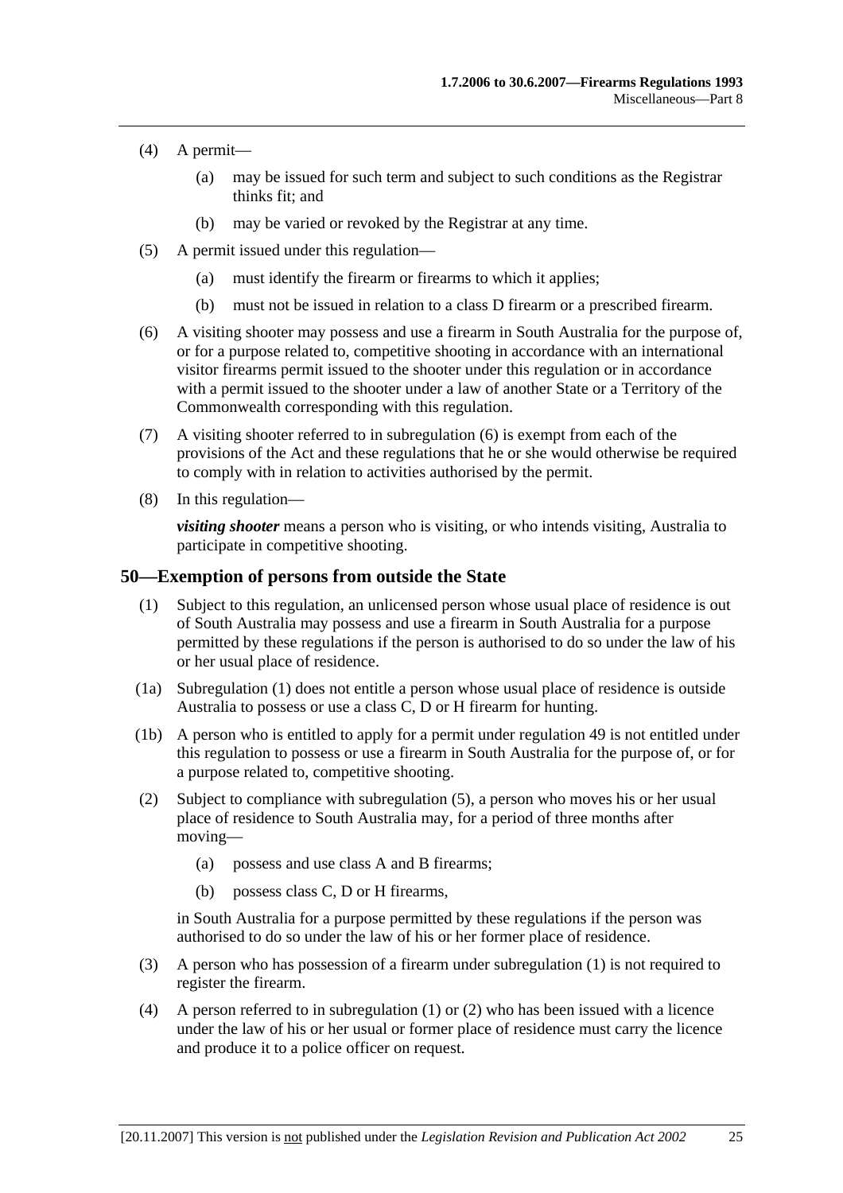(4) A permit—

(a) may be issued for such term and subject to such conditions as the Registrar thinks fit; and

(b) may be varied or revoked by the Registrar at any time.

(5) A permit issued under this regulation—

(a) must identify the firearm or firearms to which it applies;

(b) must not be issued in relation to a class D firearm or a prescribed firearm.

(6) A visiting shooter may possess and use a firearm in South Australia for the purpose of, or for a purpose related to, competitive shooting in accordance with an international visitor firearms permit issued to the shooter under this regulation or in accordance with a permit issued to the shooter under a law of another State or a Territory of the Commonwealth corresponding with this regulation.

(7) A visiting shooter referred to in subregulation (6) is exempt from each of the provisions of the Act and these regulations that he or she would otherwise be required to comply with in relation to activities authorised by the permit.

(8) In this regulation—

***visiting shooter*** means a person who is visiting, or who intends visiting, Australia to participate in competitive shooting.

## 50—Exemption of persons from outside the State

(1) Subject to this regulation, an unlicensed person whose usual place of residence is out of South Australia may possess and use a firearm in South Australia for a purpose permitted by these regulations if the person is authorised to do so under the law of his or her usual place of residence.

(1a) Subregulation (1) does not entitle a person whose usual place of residence is outside Australia to possess or use a class C, D or H firearm for hunting.

(1b) A person who is entitled to apply for a permit under regulation 49 is not entitled under this regulation to possess or use a firearm in South Australia for the purpose of, or for a purpose related to, competitive shooting.

(2) Subject to compliance with subregulation (5), a person who moves his or her usual place of residence to South Australia may, for a period of three months after moving—

(a) possess and use class A and B firearms;

(b) possess class C, D or H firearms,

in South Australia for a purpose permitted by these regulations if the person was authorised to do so under the law of his or her former place of residence.

(3) A person who has possession of a firearm under subregulation (1) is not required to register the firearm.

(4) A person referred to in subregulation (1) or (2) who has been issued with a licence under the law of his or her usual or former place of residence must carry the licence and produce it to a police officer on request.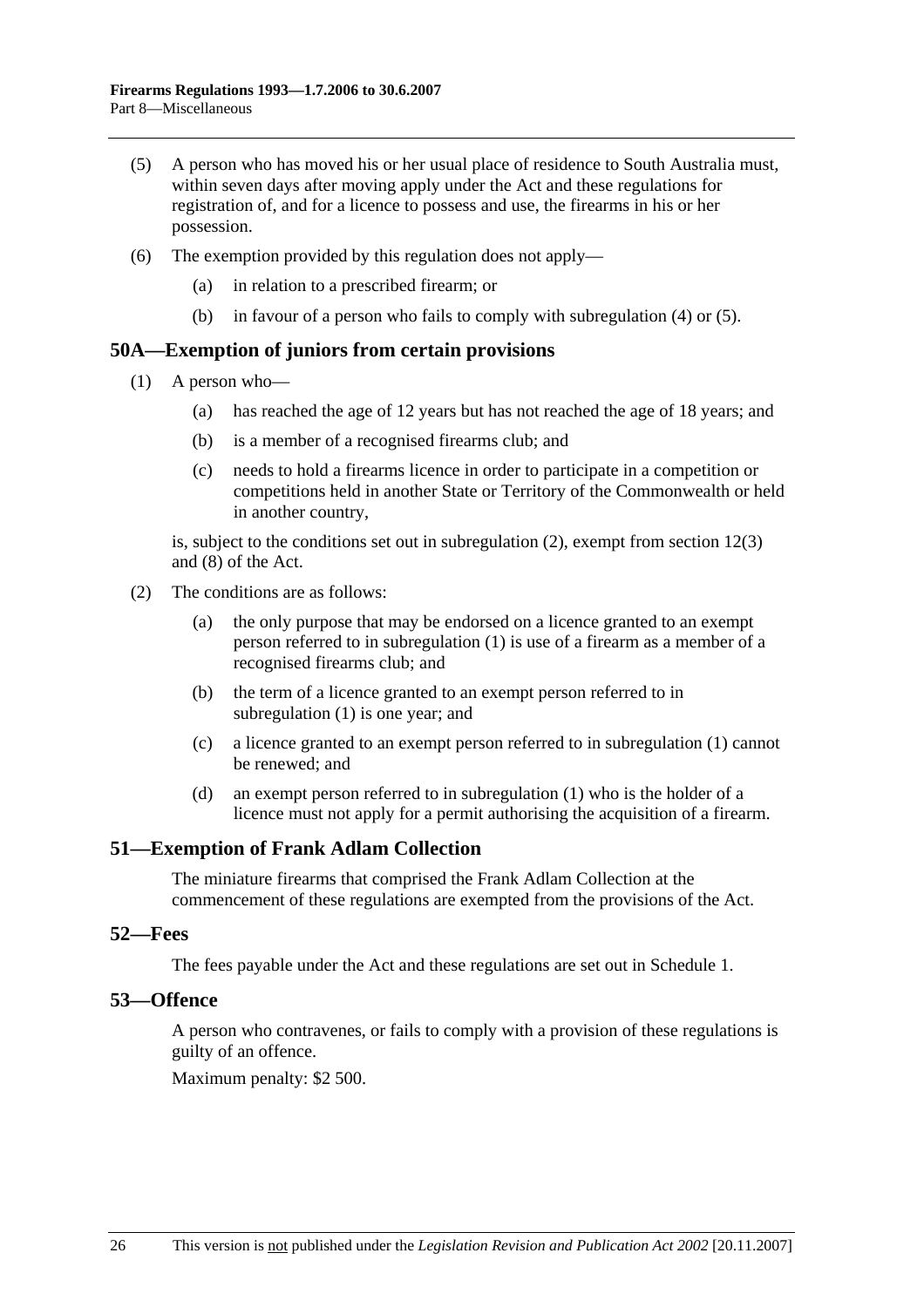(5) A person who has moved his or her usual place of residence to South Australia must, within seven days after moving apply under the Act and these regulations for registration of, and for a licence to possess and use, the firearms in his or her possession.

(6) The exemption provided by this regulation does not apply—

(a) in relation to a prescribed firearm; or

(b) in favour of a person who fails to comply with subregulation (4) or (5).

## 50A—Exemption of juniors from certain provisions

(1) A person who—

(a) has reached the age of 12 years but has not reached the age of 18 years; and

(b) is a member of a recognised firearms club; and

(c) needs to hold a firearms licence in order to participate in a competition or competitions held in another State or Territory of the Commonwealth or held in another country,

is, subject to the conditions set out in subregulation (2), exempt from section 12(3) and (8) of the Act.

(2) The conditions are as follows:

(a) the only purpose that may be endorsed on a licence granted to an exempt person referred to in subregulation (1) is use of a firearm as a member of a recognised firearms club; and

(b) the term of a licence granted to an exempt person referred to in subregulation (1) is one year; and

(c) a licence granted to an exempt person referred to in subregulation (1) cannot be renewed; and

(d) an exempt person referred to in subregulation (1) who is the holder of a licence must not apply for a permit authorising the acquisition of a firearm.

## 51—Exemption of Frank Adlam Collection

The miniature firearms that comprised the Frank Adlam Collection at the commencement of these regulations are exempted from the provisions of the Act.

## 52—Fees

The fees payable under the Act and these regulations are set out in Schedule 1.

## 53—Offence

A person who contravenes, or fails to comply with a provision of these regulations is guilty of an offence.

Maximum penalty: $2 500.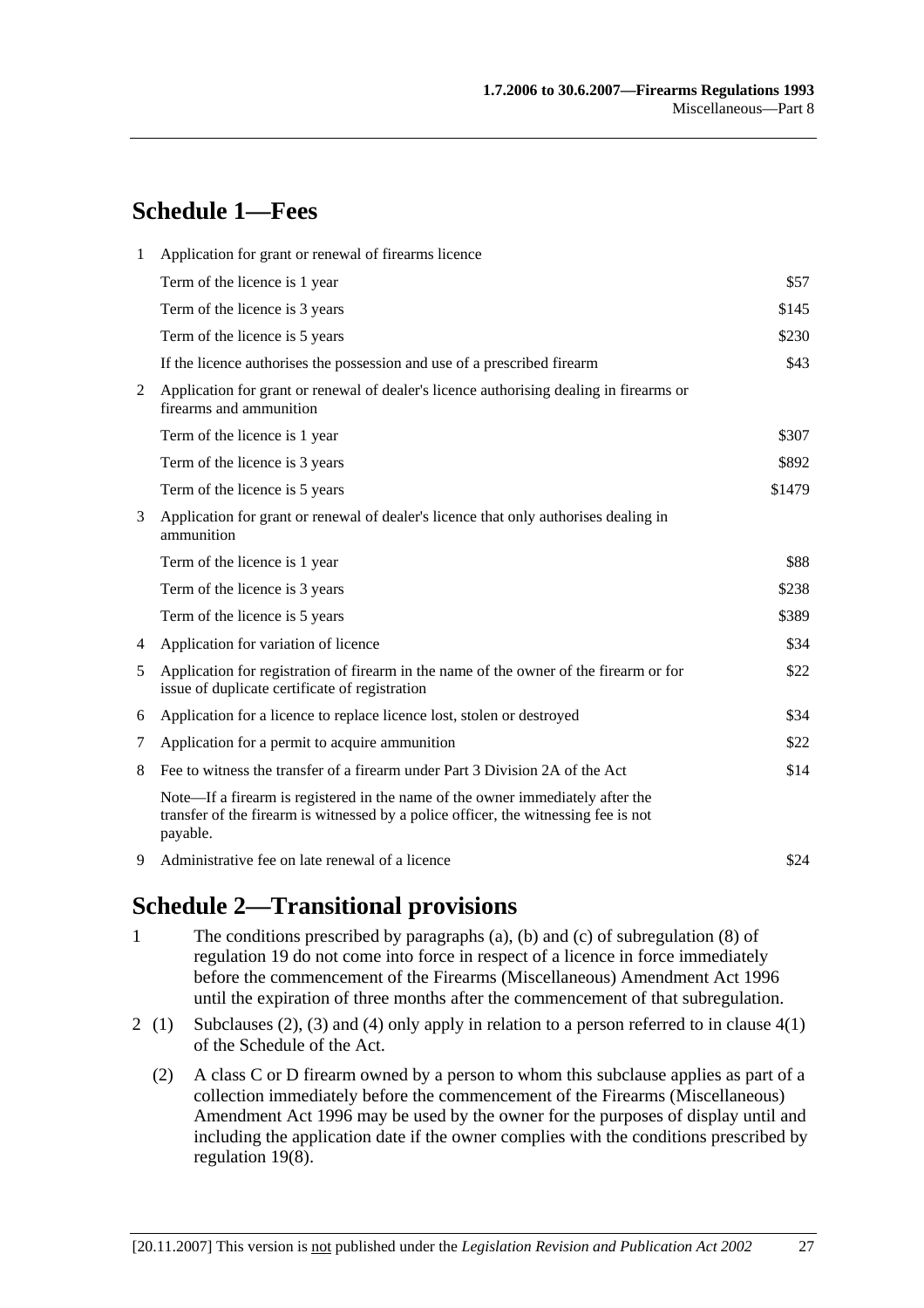## Schedule 1—Fees

| | | |
|---|---|---|
| 1 | Application for grant or renewal of firearms licence | |
| | Term of the licence is 1 year | $57 |
| | Term of the licence is 3 years | $145 |
| | Term of the licence is 5 years | $230 |
| | If the licence authorises the possession and use of a prescribed firearm | $43 |
| 2 | Application for grant or renewal of dealer's licence authorising dealing in firearms or firearms and ammunition | |
| | Term of the licence is 1 year | $307 |
| | Term of the licence is 3 years | $892 |
| | Term of the licence is 5 years | $1479 |
| 3 | Application for grant or renewal of dealer's licence that only authorises dealing in ammunition | |
| | Term of the licence is 1 year | $88 |
| | Term of the licence is 3 years | $238 |
| | Term of the licence is 5 years | $389 |
| 4 | Application for variation of licence | $34 |
| 5 | Application for registration of firearm in the name of the owner of the firearm or for issue of duplicate certificate of registration | $22 |
| 6 | Application for a licence to replace licence lost, stolen or destroyed | $34 |
| 7 | Application for a permit to acquire ammunition | $22 |
| 8 | Fee to witness the transfer of a firearm under Part 3 Division 2A of the Act | $14 |
| | Note—If a firearm is registered in the name of the owner immediately after the transfer of the firearm is witnessed by a police officer, the witnessing fee is not payable. | |
| 9 | Administrative fee on late renewal of a licence | $24 |

## Schedule 2—Transitional provisions

1 The conditions prescribed by paragraphs (a), (b) and (c) of subregulation (8) of regulation 19 do not come into force in respect of a licence in force immediately before the commencement of the Firearms (Miscellaneous) Amendment Act 1996 until the expiration of three months after the commencement of that subregulation.

2 (1) Subclauses (2), (3) and (4) only apply in relation to a person referred to in clause 4(1) of the Schedule of the Act.

(2) A class C or D firearm owned by a person to whom this subclause applies as part of a collection immediately before the commencement of the Firearms (Miscellaneous) Amendment Act 1996 may be used by the owner for the purposes of display until and including the application date if the owner complies with the conditions prescribed by regulation 19(8).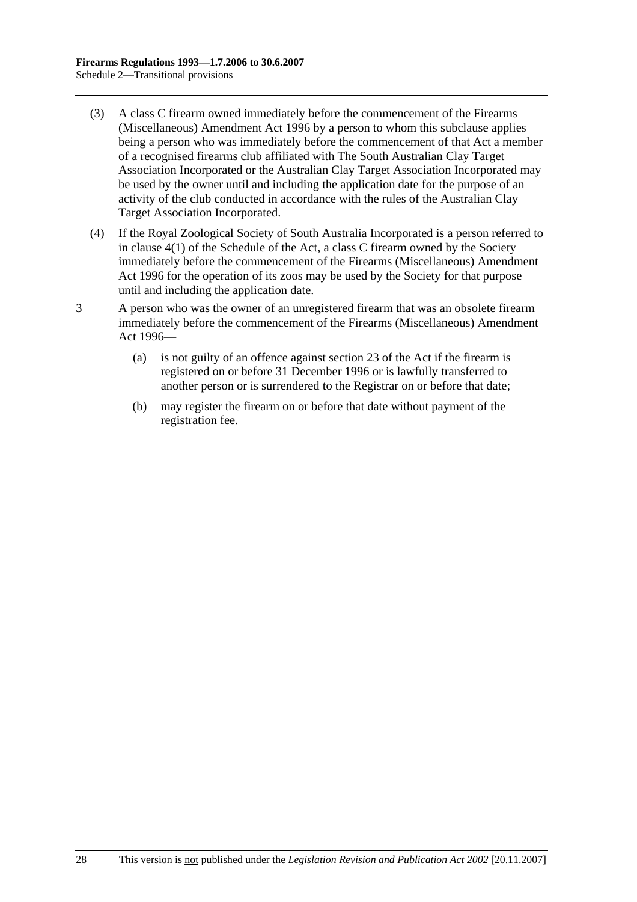(3) A class C firearm owned immediately before the commencement of the Firearms (Miscellaneous) Amendment Act 1996 by a person to whom this subclause applies being a person who was immediately before the commencement of that Act a member of a recognised firearms club affiliated with The South Australian Clay Target Association Incorporated or the Australian Clay Target Association Incorporated may be used by the owner until and including the application date for the purpose of an activity of the club conducted in accordance with the rules of the Australian Clay Target Association Incorporated.

(4) If the Royal Zoological Society of South Australia Incorporated is a person referred to in clause 4(1) of the Schedule of the Act, a class C firearm owned by the Society immediately before the commencement of the Firearms (Miscellaneous) Amendment Act 1996 for the operation of its zoos may be used by the Society for that purpose until and including the application date.

3 A person who was the owner of an unregistered firearm that was an obsolete firearm immediately before the commencement of the Firearms (Miscellaneous) Amendment Act 1996—

(a) is not guilty of an offence against section 23 of the Act if the firearm is registered on or before 31 December 1996 or is lawfully transferred to another person or is surrendered to the Registrar on or before that date;

(b) may register the firearm on or before that date without payment of the registration fee.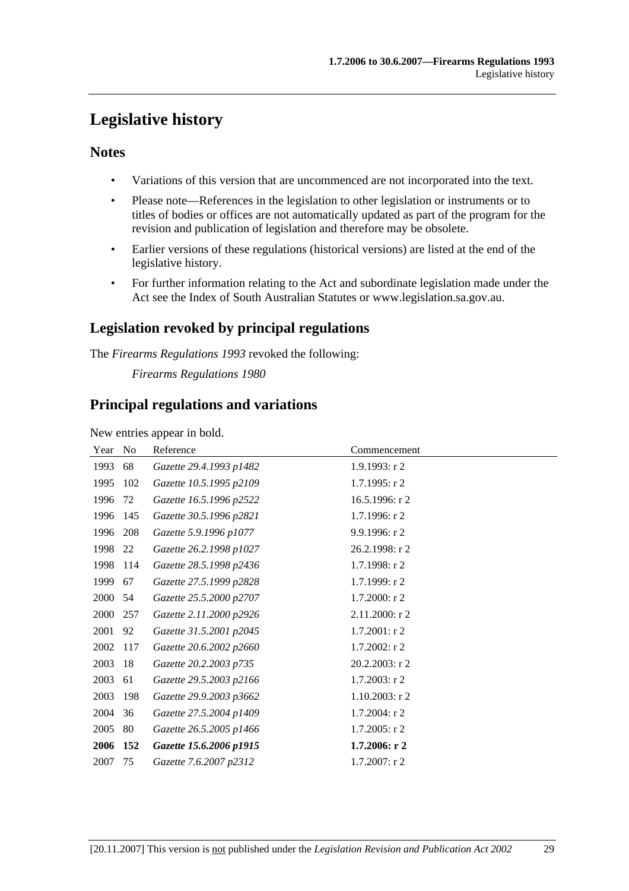# Legislative history

## Notes

- Variations of this version that are uncommenced are not incorporated into the text.
- Please note—References in the legislation to other legislation or instruments or to titles of bodies or offices are not automatically updated as part of the program for the revision and publication of legislation and therefore may be obsolete.
- Earlier versions of these regulations (historical versions) are listed at the end of the legislative history.
- For further information relating to the Act and subordinate legislation made under the Act see the Index of South Australian Statutes or www.legislation.sa.gov.au.

## Legislation revoked by principal regulations

The *Firearms Regulations 1993* revoked the following:

*Firearms Regulations 1980*

## Principal regulations and variations

New entries appear in bold.

| Year | No | Reference | Commencement |
|---|---|---|---|
| 1993 | 68 | *Gazette 29.4.1993 p1482* | 1.9.1993: r 2 |
| 1995 | 102 | *Gazette 10.5.1995 p2109* | 1.7.1995: r 2 |
| 1996 | 72 | *Gazette 16.5.1996 p2522* | 16.5.1996: r 2 |
| 1996 | 145 | *Gazette 30.5.1996 p2821* | 1.7.1996: r 2 |
| 1996 | 208 | *Gazette 5.9.1996 p1077* | 9.9.1996: r 2 |
| 1998 | 22 | *Gazette 26.2.1998 p1027* | 26.2.1998: r 2 |
| 1998 | 114 | *Gazette 28.5.1998 p2436* | 1.7.1998: r 2 |
| 1999 | 67 | *Gazette 27.5.1999 p2828* | 1.7.1999: r 2 |
| 2000 | 54 | *Gazette 25.5.2000 p2707* | 1.7.2000: r 2 |
| 2000 | 257 | *Gazette 2.11.2000 p2926* | 2.11.2000: r 2 |
| 2001 | 92 | *Gazette 31.5.2001 p2045* | 1.7.2001: r 2 |
| 2002 | 117 | *Gazette 20.6.2002 p2660* | 1.7.2002: r 2 |
| 2003 | 18 | *Gazette 20.2.2003 p735* | 20.2.2003: r 2 |
| 2003 | 61 | *Gazette 29.5.2003 p2166* | 1.7.2003: r 2 |
| 2003 | 198 | *Gazette 29.9.2003 p3662* | 1.10.2003: r 2 |
| 2004 | 36 | *Gazette 27.5.2004 p1409* | 1.7.2004: r 2 |
| 2005 | 80 | *Gazette 26.5.2005 p1466* | 1.7.2005: r 2 |
| **2006** | **152** | ***Gazette 15.6.2006 p1915*** | **1.7.2006: r 2** |
| 2007 | 75 | *Gazette 7.6.2007 p2312* | 1.7.2007: r 2 |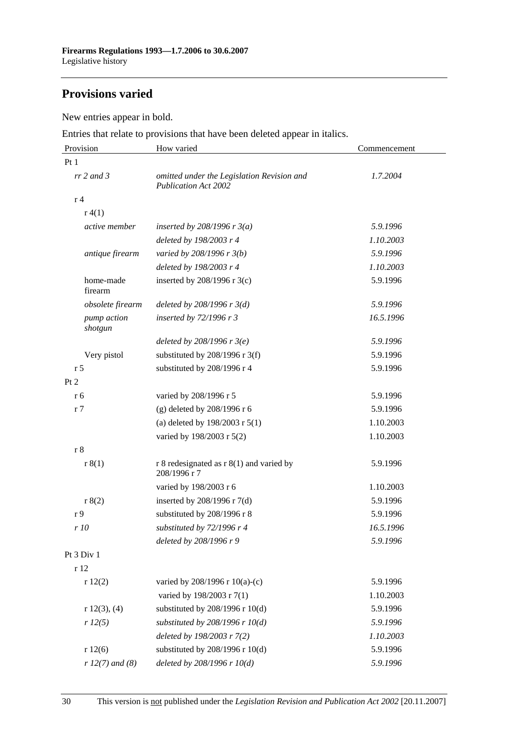## Provisions varied

New entries appear in bold.

Entries that relate to provisions that have been deleted appear in italics.

| Provision | How varied | Commencement |
|---|---|---|
| Pt 1 | | |
| *rr 2 and 3* | *omitted under the Legislation Revision and Publication Act 2002* | *1.7.2004* |
| r 4 | | |
| r 4(1) | | |
| *active member* | *inserted by 208/1996 r 3(a)* | *5.9.1996* |
| | *deleted by 198/2003 r 4* | *1.10.2003* |
| *antique firearm* | *varied by 208/1996 r 3(b)* | *5.9.1996* |
| | *deleted by 198/2003 r 4* | *1.10.2003* |
| home-made firearm | inserted by 208/1996 r 3(c) | 5.9.1996 |
| *obsolete firearm* | *deleted by 208/1996 r 3(d)* | *5.9.1996* |
| *pump action shotgun* | *inserted by 72/1996 r 3* | *16.5.1996* |
| | *deleted by 208/1996 r 3(e)* | *5.9.1996* |
| Very pistol | substituted by 208/1996 r 3(f) | 5.9.1996 |
| r 5 | substituted by 208/1996 r 4 | 5.9.1996 |
| Pt 2 | | |
| r 6 | varied by 208/1996 r 5 | 5.9.1996 |
| r 7 | (g) deleted by 208/1996 r 6 | 5.9.1996 |
| | (a) deleted by 198/2003 r 5(1) | 1.10.2003 |
| | varied by 198/2003 r 5(2) | 1.10.2003 |
| r 8 | | |
| r 8(1) | r 8 redesignated as r 8(1) and varied by 208/1996 r 7 | 5.9.1996 |
| | varied by 198/2003 r 6 | 1.10.2003 |
| r 8(2) | inserted by 208/1996 r 7(d) | 5.9.1996 |
| r 9 | substituted by 208/1996 r 8 | 5.9.1996 |
| *r 10* | *substituted by 72/1996 r 4* | *16.5.1996* |
| | *deleted by 208/1996 r 9* | *5.9.1996* |
| Pt 3 Div 1 | | |
| r 12 | | |
| r 12(2) | varied by 208/1996 r 10(a)-(c) | 5.9.1996 |
| | varied by 198/2003 r 7(1) | 1.10.2003 |
| r 12(3), (4) | substituted by 208/1996 r 10(d) | 5.9.1996 |
| *r 12(5)* | *substituted by 208/1996 r 10(d)* | *5.9.1996* |
| | *deleted by 198/2003 r 7(2)* | *1.10.2003* |
| r 12(6) | substituted by 208/1996 r 10(d) | 5.9.1996 |
| *r 12(7) and (8)* | *deleted by 208/1996 r 10(d)* | *5.9.1996* |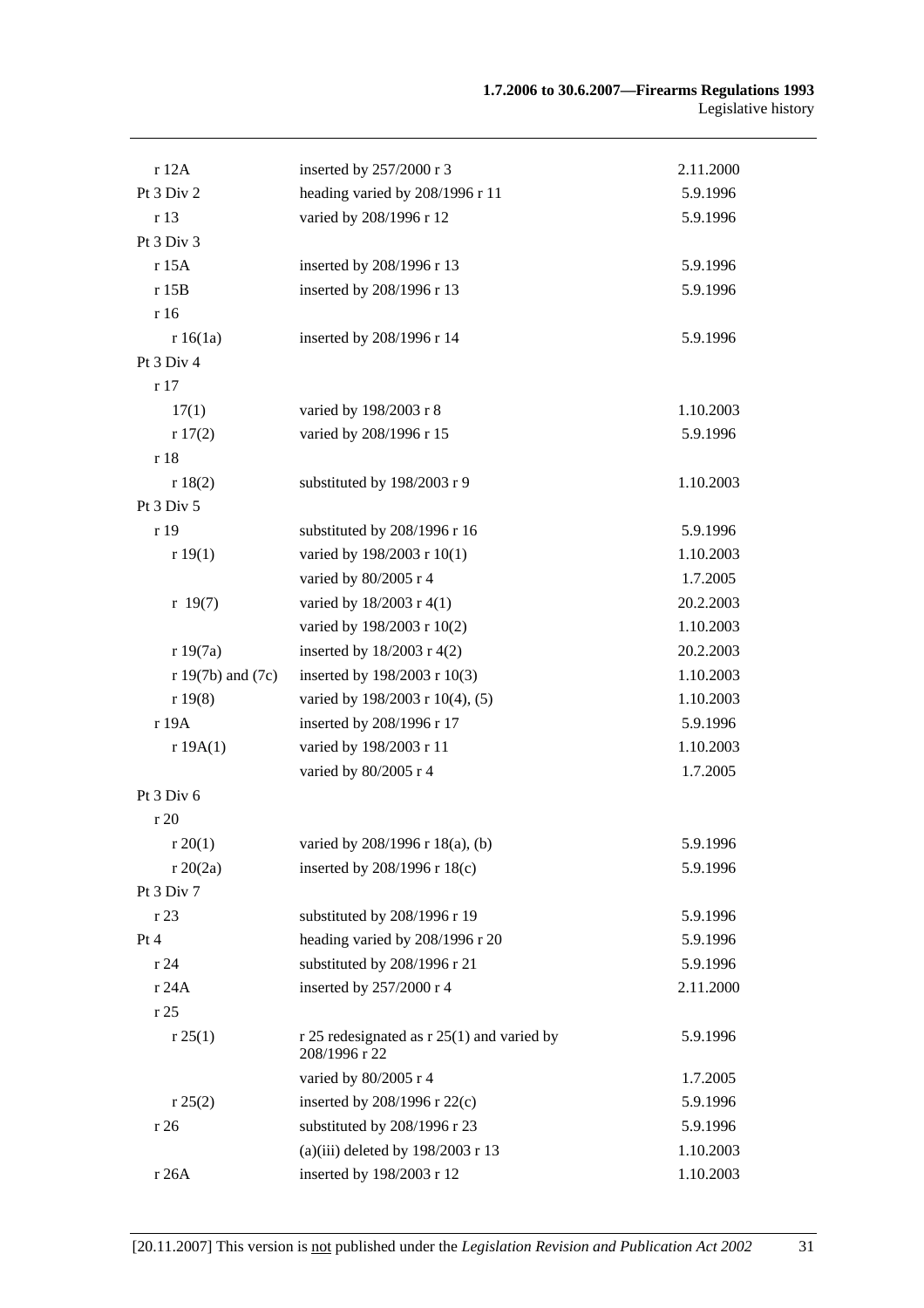| | | |
|---|---|---|
| r 12A | inserted by 257/2000 r 3 | 2.11.2000 |
| Pt 3 Div 2 | heading varied by 208/1996 r 11 | 5.9.1996 |
| r 13 | varied by 208/1996 r 12 | 5.9.1996 |
| Pt 3 Div 3 | | |
| r 15A | inserted by 208/1996 r 13 | 5.9.1996 |
| r 15B | inserted by 208/1996 r 13 | 5.9.1996 |
| r 16 | | |
| r 16(1a) | inserted by 208/1996 r 14 | 5.9.1996 |
| Pt 3 Div 4 | | |
| r 17 | | |
| 17(1) | varied by 198/2003 r 8 | 1.10.2003 |
| r 17(2) | varied by 208/1996 r 15 | 5.9.1996 |
| r 18 | | |
| r 18(2) | substituted by 198/2003 r 9 | 1.10.2003 |
| Pt 3 Div 5 | | |
| r 19 | substituted by 208/1996 r 16 | 5.9.1996 |
| r 19(1) | varied by 198/2003 r 10(1) | 1.10.2003 |
| | varied by 80/2005 r 4 | 1.7.2005 |
| r 19(7) | varied by 18/2003 r 4(1) | 20.2.2003 |
| | varied by 198/2003 r 10(2) | 1.10.2003 |
| r 19(7a) | inserted by 18/2003 r 4(2) | 20.2.2003 |
| r 19(7b) and (7c) | inserted by 198/2003 r 10(3) | 1.10.2003 |
| r 19(8) | varied by 198/2003 r 10(4), (5) | 1.10.2003 |
| r 19A | inserted by 208/1996 r 17 | 5.9.1996 |
| r 19A(1) | varied by 198/2003 r 11 | 1.10.2003 |
| | varied by 80/2005 r 4 | 1.7.2005 |
| Pt 3 Div 6 | | |
| r 20 | | |
| r 20(1) | varied by 208/1996 r 18(a), (b) | 5.9.1996 |
| r 20(2a) | inserted by 208/1996 r 18(c) | 5.9.1996 |
| Pt 3 Div 7 | | |
| r 23 | substituted by 208/1996 r 19 | 5.9.1996 |
| Pt 4 | heading varied by 208/1996 r 20 | 5.9.1996 |
| r 24 | substituted by 208/1996 r 21 | 5.9.1996 |
| r 24A | inserted by 257/2000 r 4 | 2.11.2000 |
| r 25 | | |
| r 25(1) | r 25 redesignated as r 25(1) and varied by 208/1996 r 22 | 5.9.1996 |
| | varied by 80/2005 r 4 | 1.7.2005 |
| r 25(2) | inserted by 208/1996 r 22(c) | 5.9.1996 |
| r 26 | substituted by 208/1996 r 23 | 5.9.1996 |
| | (a)(iii) deleted by 198/2003 r 13 | 1.10.2003 |
| r 26A | inserted by 198/2003 r 12 | 1.10.2003 |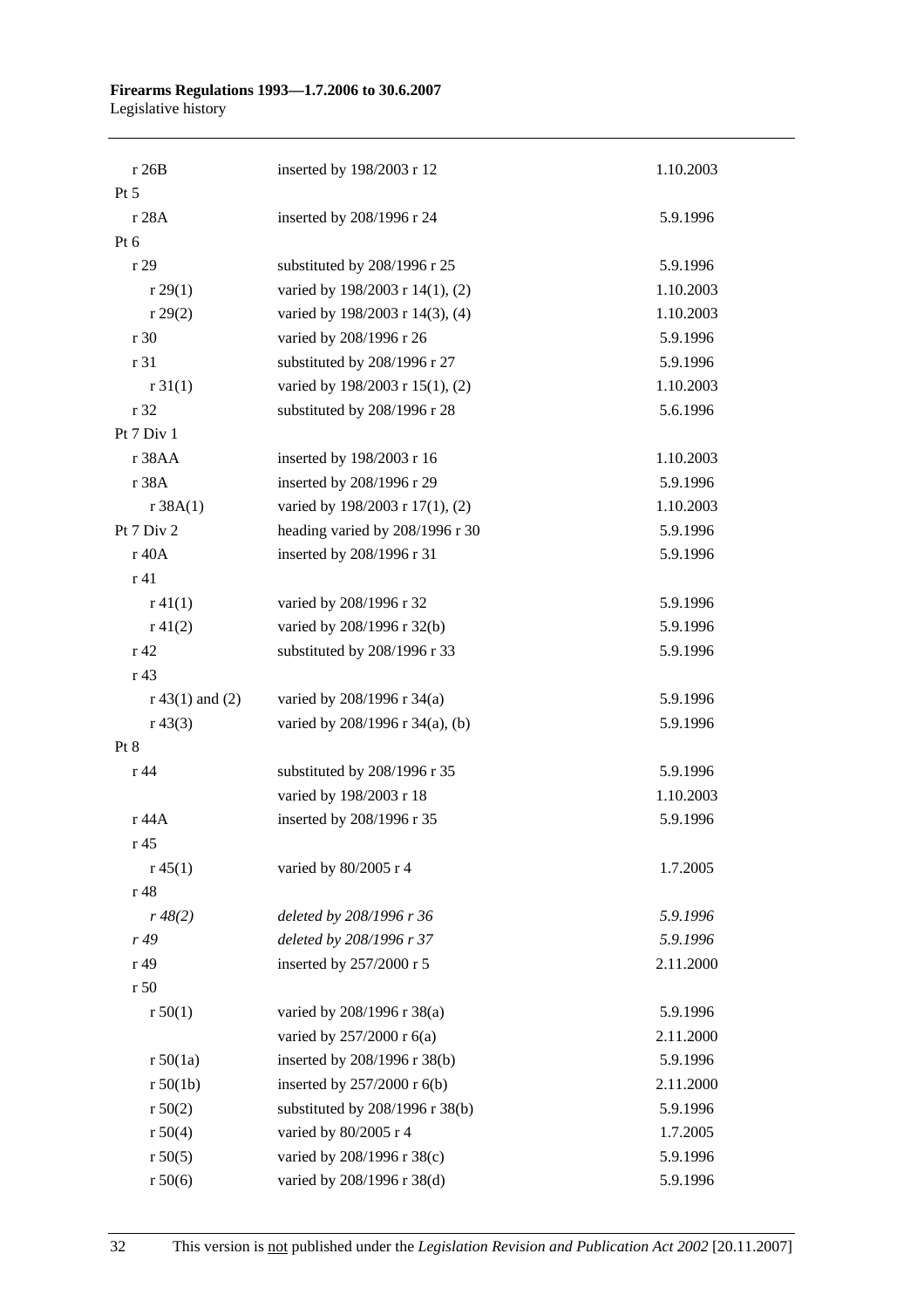| | | |
|---|---|---|
| r 26B | inserted by 198/2003 r 12 | 1.10.2003 |
| Pt 5 | | |
| r 28A | inserted by 208/1996 r 24 | 5.9.1996 |
| Pt 6 | | |
| r 29 | substituted by 208/1996 r 25 | 5.9.1996 |
| r 29(1) | varied by 198/2003 r 14(1), (2) | 1.10.2003 |
| r 29(2) | varied by 198/2003 r 14(3), (4) | 1.10.2003 |
| r 30 | varied by 208/1996 r 26 | 5.9.1996 |
| r 31 | substituted by 208/1996 r 27 | 5.9.1996 |
| r 31(1) | varied by 198/2003 r 15(1), (2) | 1.10.2003 |
| r 32 | substituted by 208/1996 r 28 | 5.6.1996 |
| Pt 7 Div 1 | | |
| r 38AA | inserted by 198/2003 r 16 | 1.10.2003 |
| r 38A | inserted by 208/1996 r 29 | 5.9.1996 |
| r 38A(1) | varied by 198/2003 r 17(1), (2) | 1.10.2003 |
| Pt 7 Div 2 | heading varied by 208/1996 r 30 | 5.9.1996 |
| r 40A | inserted by 208/1996 r 31 | 5.9.1996 |
| r 41 | | |
| r 41(1) | varied by 208/1996 r 32 | 5.9.1996 |
| r 41(2) | varied by 208/1996 r 32(b) | 5.9.1996 |
| r 42 | substituted by 208/1996 r 33 | 5.9.1996 |
| r 43 | | |
| r 43(1) and (2) | varied by 208/1996 r 34(a) | 5.9.1996 |
| r 43(3) | varied by 208/1996 r 34(a), (b) | 5.9.1996 |
| Pt 8 | | |
| r 44 | substituted by 208/1996 r 35 | 5.9.1996 |
| | varied by 198/2003 r 18 | 1.10.2003 |
| r 44A | inserted by 208/1996 r 35 | 5.9.1996 |
| r 45 | | |
| r 45(1) | varied by 80/2005 r 4 | 1.7.2005 |
| r 48 | | |
| *r 48(2)* | *deleted by 208/1996 r 36* | *5.9.1996* |
| *r 49* | *deleted by 208/1996 r 37* | *5.9.1996* |
| r 49 | inserted by 257/2000 r 5 | 2.11.2000 |
| r 50 | | |
| r 50(1) | varied by 208/1996 r 38(a) | 5.9.1996 |
| | varied by 257/2000 r 6(a) | 2.11.2000 |
| r 50(1a) | inserted by 208/1996 r 38(b) | 5.9.1996 |
| r 50(1b) | inserted by 257/2000 r 6(b) | 2.11.2000 |
| r 50(2) | substituted by 208/1996 r 38(b) | 5.9.1996 |
| r 50(4) | varied by 80/2005 r 4 | 1.7.2005 |
| r 50(5) | varied by 208/1996 r 38(c) | 5.9.1996 |
| r 50(6) | varied by 208/1996 r 38(d) | 5.9.1996 |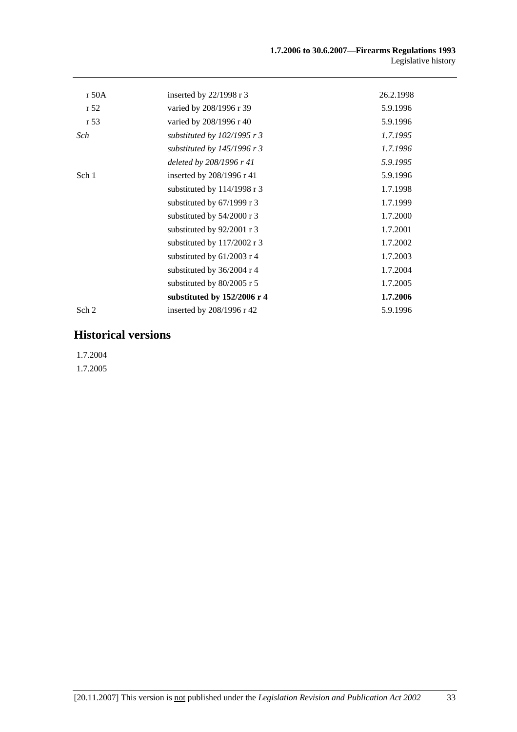| | | |
|---|---|---|
| r 50A | inserted by 22/1998 r 3 | 26.2.1998 |
| r 52 | varied by 208/1996 r 39 | 5.9.1996 |
| r 53 | varied by 208/1996 r 40 | 5.9.1996 |
| *Sch* | *substituted by 102/1995 r 3* | *1.7.1995* |
| | *substituted by 145/1996 r 3* | *1.7.1996* |
| | *deleted by 208/1996 r 41* | *5.9.1995* |
| Sch 1 | inserted by 208/1996 r 41 | 5.9.1996 |
| | substituted by 114/1998 r 3 | 1.7.1998 |
| | substituted by 67/1999 r 3 | 1.7.1999 |
| | substituted by 54/2000 r 3 | 1.7.2000 |
| | substituted by 92/2001 r 3 | 1.7.2001 |
| | substituted by 117/2002 r 3 | 1.7.2002 |
| | substituted by 61/2003 r 4 | 1.7.2003 |
| | substituted by 36/2004 r 4 | 1.7.2004 |
| | substituted by 80/2005 r 5 | 1.7.2005 |
| | **substituted by 152/2006 r 4** | **1.7.2006** |
| Sch 2 | inserted by 208/1996 r 42 | 5.9.1996 |

## Historical versions

1.7.2004

1.7.2005

[20.11.2007] This version is not published under the *Legislation Revision and Publication Act 2002*